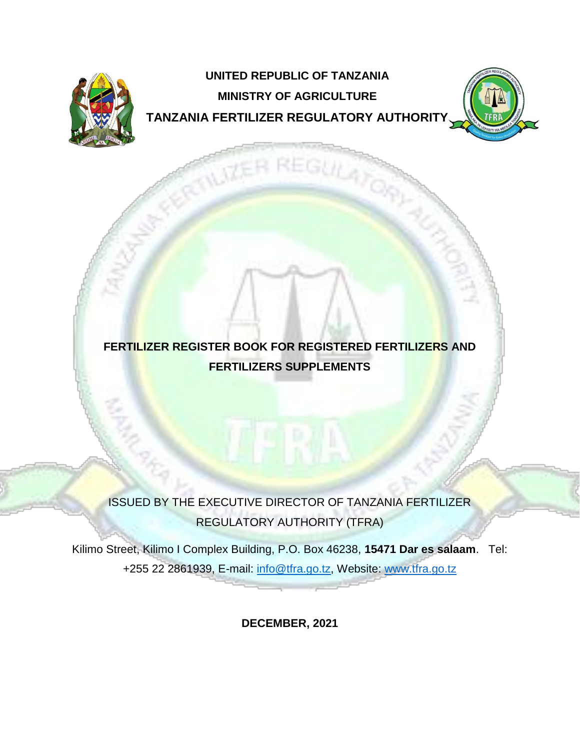**UNITED REPUBLIC OF TANZANIA**

**MINISTRY OF AGRICULTURE**

**TANZANIA FERTILIZER REGULATORY AUTHORITY**

# FERTILIZER REGISTER BOOK FOR REGISTERED FERTILIZERS AND FERTILIZERS SUPPLEMENTS

ISSUED BY THE EXECUTIVE DIRECTOR OF TANZANIA FERTILIZER REGULATORY AUTHORITY (TFRA)

Kilimo Street, Kilimo I Complex Building, P.O. Box 46238, **15471 Dar es salaam**. Tel: +255 22 2861939, E-mail: info@tfra.go.tz, Website: www.tfra.go.tz

**DECEMBER, 2021**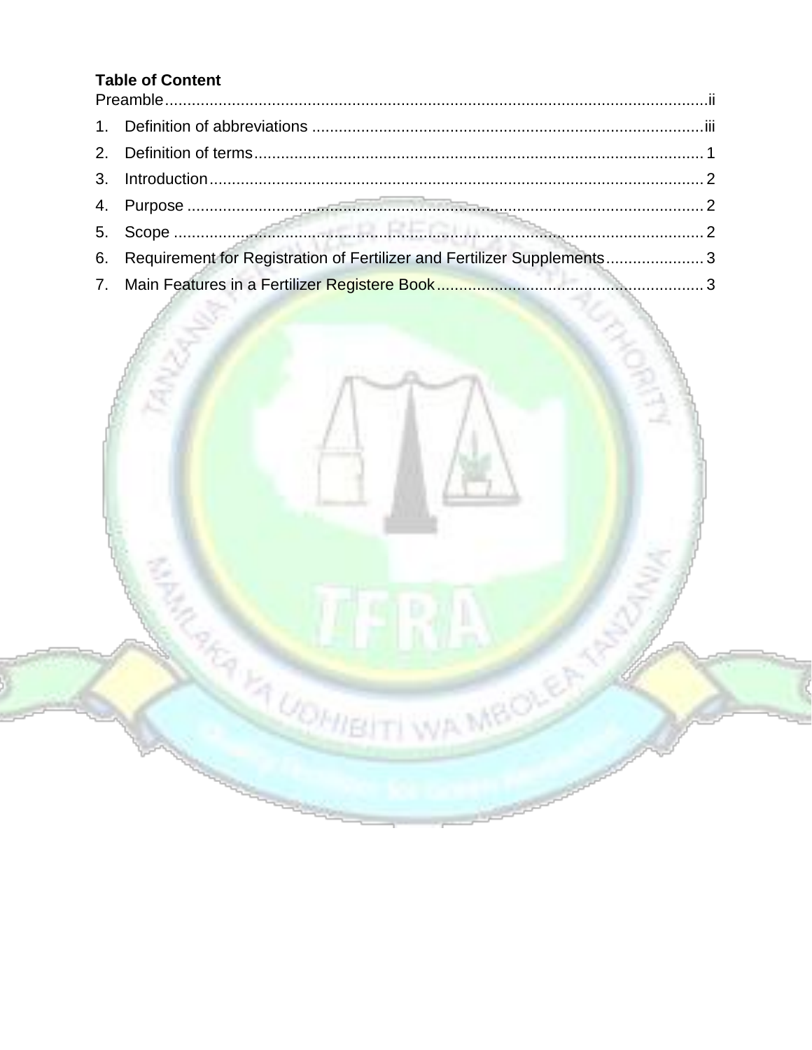**Table of Content**

Preamble......................................................................................................................ii

1. Definition of abbreviations ........................................................................................iii
2. Definition of terms.....................................................................................................1
3. Introduction...............................................................................................................2
4. Purpose ....................................................................................................................2
5. Scope .......................................................................................................................2
6. Requirement for Registration of Fertilizer and Fertilizer Supplements......................3
7. Main Features in a Fertilizer Registere Book............................................................3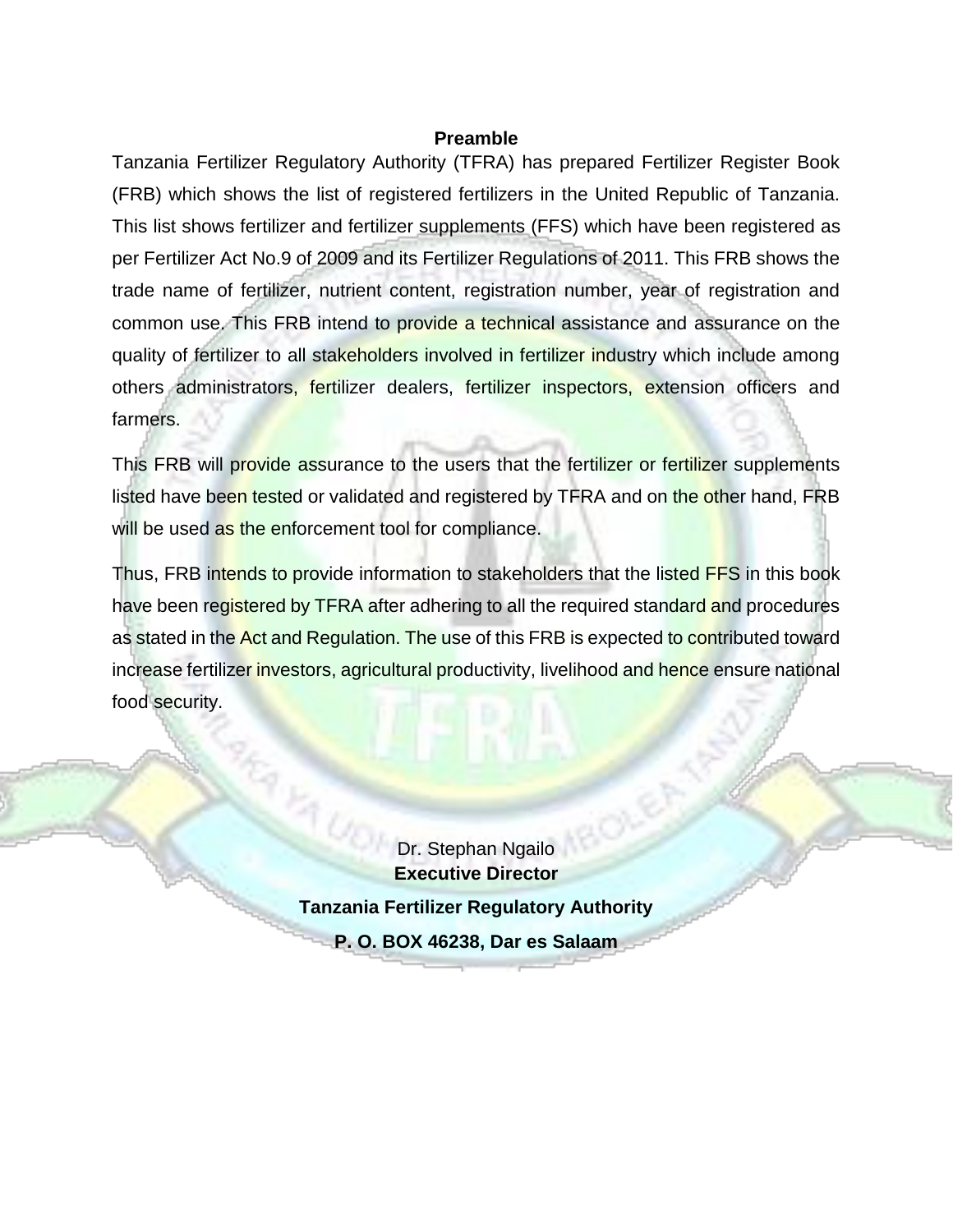## Preamble

Tanzania Fertilizer Regulatory Authority (TFRA) has prepared Fertilizer Register Book (FRB) which shows the list of registered fertilizers in the United Republic of Tanzania. This list shows fertilizer and fertilizer supplements (FFS) which have been registered as per Fertilizer Act No.9 of 2009 and its Fertilizer Regulations of 2011. This FRB shows the trade name of fertilizer, nutrient content, registration number, year of registration and common use. This FRB intend to provide a technical assistance and assurance on the quality of fertilizer to all stakeholders involved in fertilizer industry which include among others administrators, fertilizer dealers, fertilizer inspectors, extension officers and farmers.

This FRB will provide assurance to the users that the fertilizer or fertilizer supplements listed have been tested or validated and registered by TFRA and on the other hand, FRB will be used as the enforcement tool for compliance.

Thus, FRB intends to provide information to stakeholders that the listed FFS in this book have been registered by TFRA after adhering to all the required standard and procedures as stated in the Act and Regulation. The use of this FRB is expected to contributed toward increase fertilizer investors, agricultural productivity, livelihood and hence ensure national food security.

Dr. Stephan Ngailo
**Executive Director**

**Tanzania Fertilizer Regulatory Authority**

**P. O. BOX 46238, Dar es Salaam**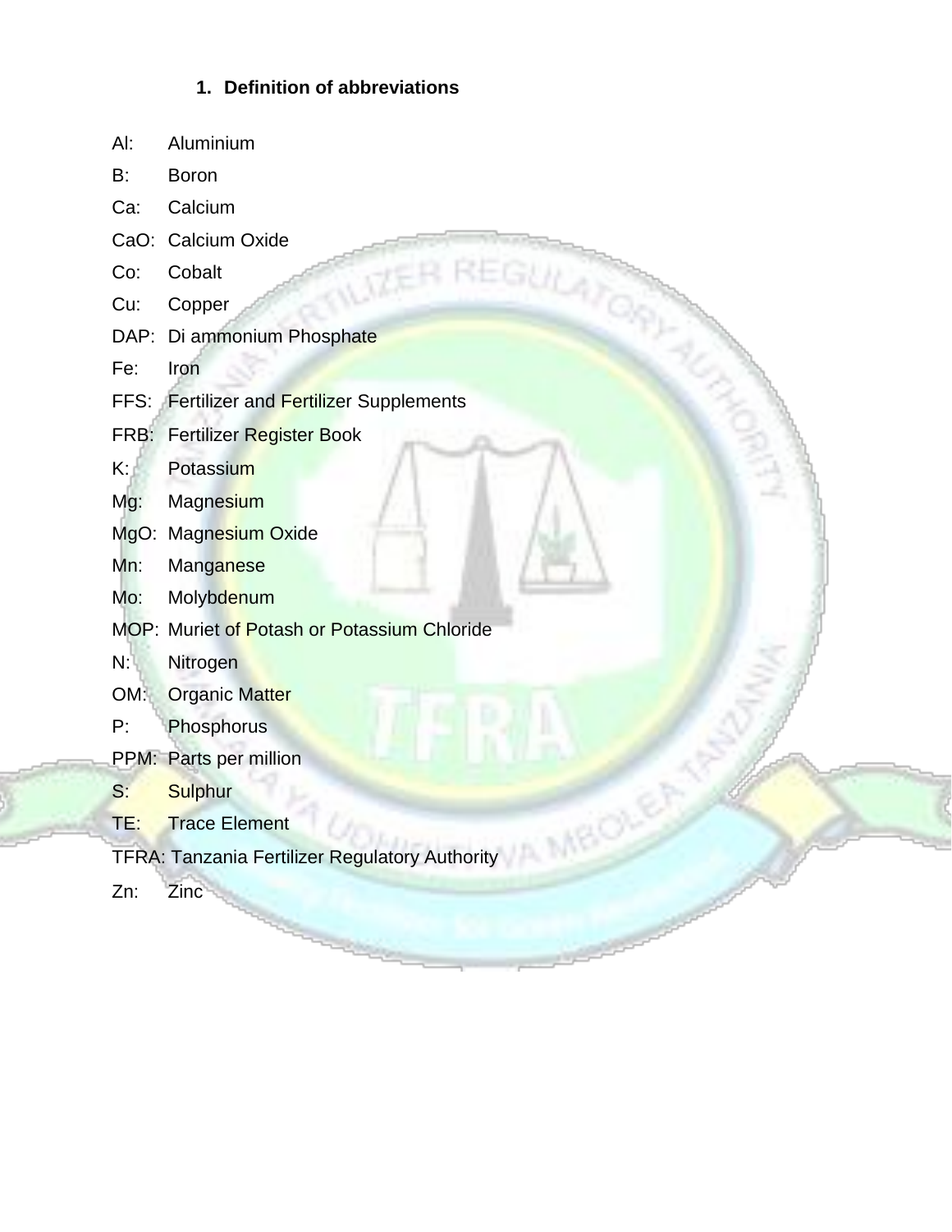## 1. Definition of abbreviations

Al: Aluminium

B: Boron

Ca: Calcium

CaO: Calcium Oxide

Co: Cobalt

Cu: Copper

DAP: Di ammonium Phosphate

Fe: Iron

FFS: Fertilizer and Fertilizer Supplements

FRB: Fertilizer Register Book

K: Potassium

Mg: Magnesium

MgO: Magnesium Oxide

Mn: Manganese

Mo: Molybdenum

MOP: Muriet of Potash or Potassium Chloride

N: Nitrogen

OM: Organic Matter

P: Phosphorus

PPM: Parts per million

S: Sulphur

TE: Trace Element

TFRA: Tanzania Fertilizer Regulatory Authority

Zn: Zinc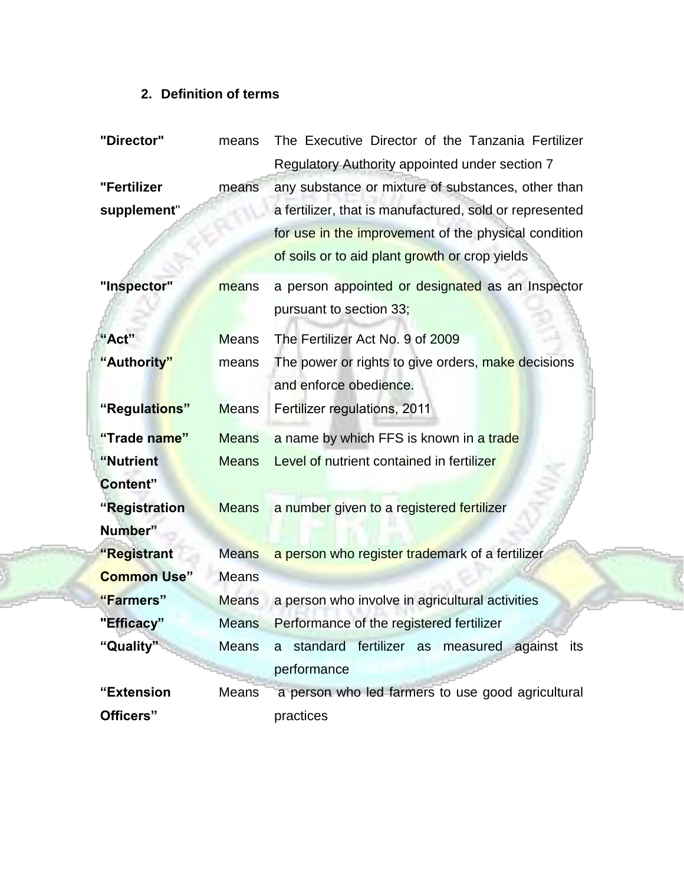## 2. Definition of terms

| | | |
|---|---|---|
| **"Director"** | means | The Executive Director of the Tanzania Fertilizer Regulatory Authority appointed under section 7 |
| **"Fertilizer supplement"** | means | any substance or mixture of substances, other than a fertilizer, that is manufactured, sold or represented for use in the improvement of the physical condition of soils or to aid plant growth or crop yields |
| **"Inspector"** | means | a person appointed or designated as an Inspector pursuant to section 33; |
| **"Act"** | Means | The Fertilizer Act No. 9 of 2009 |
| **"Authority"** | means | The power or rights to give orders, make decisions and enforce obedience. |
| **"Regulations"** | Means | Fertilizer regulations, 2011 |
| **"Trade name"** | Means | a name by which FFS is known in a trade |
| **"Nutrient Content"** | Means | Level of nutrient contained in fertilizer |
| **"Registration Number"** | Means | a number given to a registered fertilizer |
| **"Registrant** | Means | a person who register trademark of a fertilizer |
| **Common Use"** | Means | |
| **"Farmers"** | Means | a person who involve in agricultural activities |
| **"Efficacy"** | Means | Performance of the registered fertilizer |
| **"Quality"** | Means | a standard fertilizer as measured against its performance |
| **"Extension Officers"** | Means | a person who led farmers to use good agricultural practices |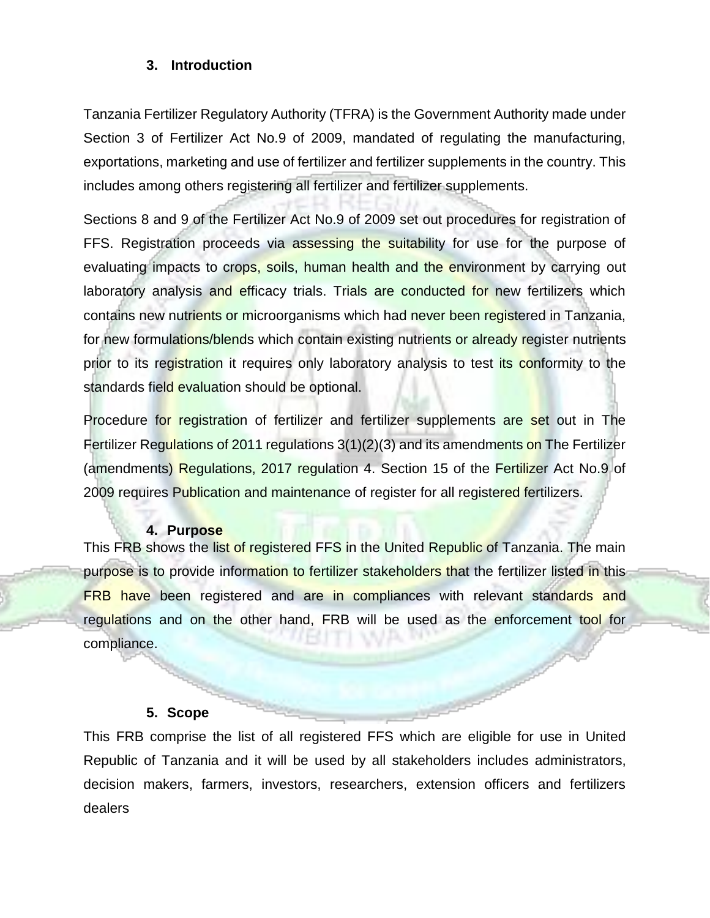## 3. Introduction

Tanzania Fertilizer Regulatory Authority (TFRA) is the Government Authority made under Section 3 of Fertilizer Act No.9 of 2009, mandated of regulating the manufacturing, exportations, marketing and use of fertilizer and fertilizer supplements in the country. This includes among others registering all fertilizer and fertilizer supplements.

Sections 8 and 9 of the Fertilizer Act No.9 of 2009 set out procedures for registration of FFS. Registration proceeds via assessing the suitability for use for the purpose of evaluating impacts to crops, soils, human health and the environment by carrying out laboratory analysis and efficacy trials. Trials are conducted for new fertilizers which contains new nutrients or microorganisms which had never been registered in Tanzania, for new formulations/blends which contain existing nutrients or already register nutrients prior to its registration it requires only laboratory analysis to test its conformity to the standards field evaluation should be optional.

Procedure for registration of fertilizer and fertilizer supplements are set out in The Fertilizer Regulations of 2011 regulations 3(1)(2)(3) and its amendments on The Fertilizer (amendments) Regulations, 2017 regulation 4. Section 15 of the Fertilizer Act No.9 of 2009 requires Publication and maintenance of register for all registered fertilizers.

## 4. Purpose

This FRB shows the list of registered FFS in the United Republic of Tanzania. The main purpose is to provide information to fertilizer stakeholders that the fertilizer listed in this FRB have been registered and are in compliances with relevant standards and regulations and on the other hand, FRB will be used as the enforcement tool for compliance.

## 5. Scope

This FRB comprise the list of all registered FFS which are eligible for use in United Republic of Tanzania and it will be used by all stakeholders includes administrators, decision makers, farmers, investors, researchers, extension officers and fertilizers dealers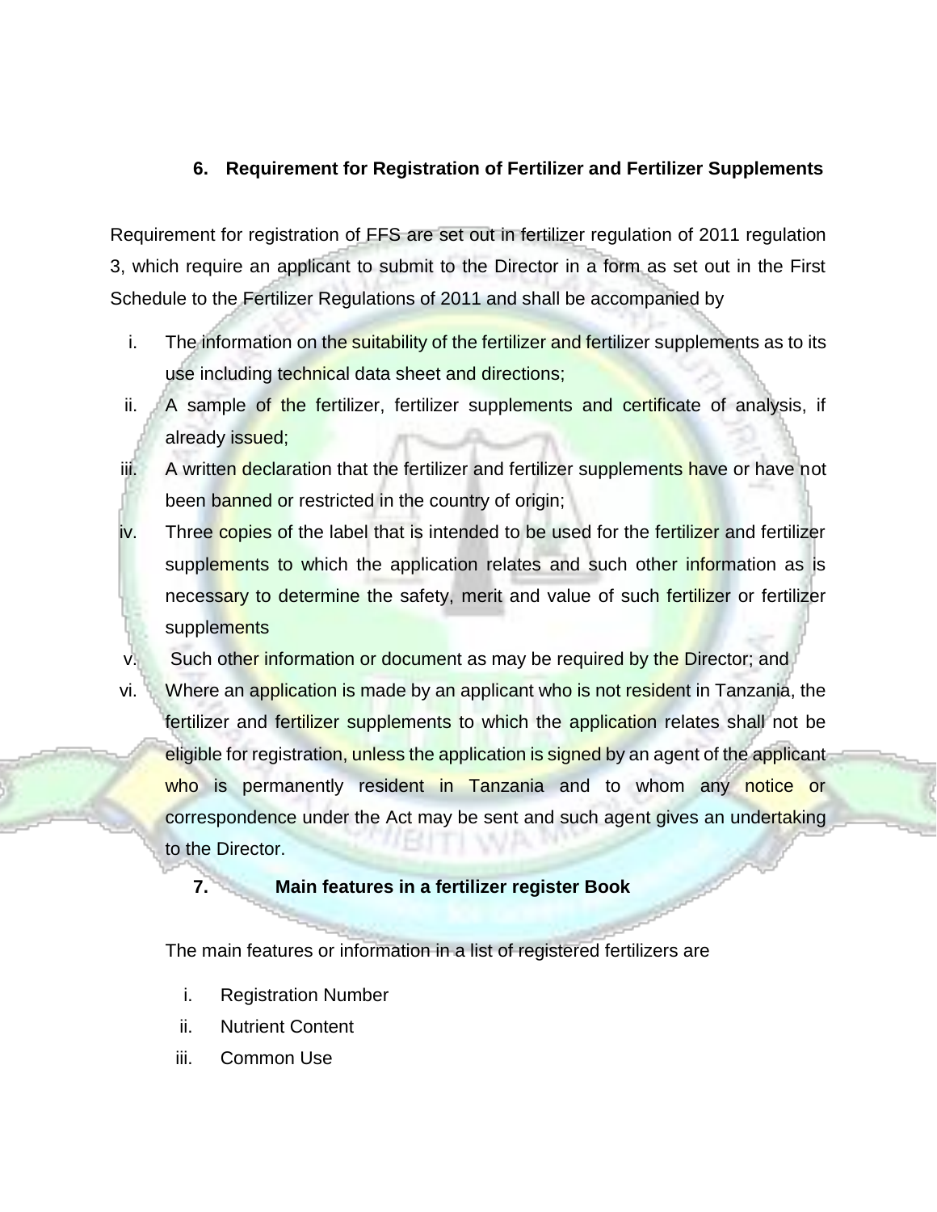## 6. Requirement for Registration of Fertilizer and Fertilizer Supplements

Requirement for registration of FFS are set out in fertilizer regulation of 2011 regulation 3, which require an applicant to submit to the Director in a form as set out in the First Schedule to the Fertilizer Regulations of 2011 and shall be accompanied by

i. The information on the suitability of the fertilizer and fertilizer supplements as to its use including technical data sheet and directions;
ii. A sample of the fertilizer, fertilizer supplements and certificate of analysis, if already issued;
iii. A written declaration that the fertilizer and fertilizer supplements have or have not been banned or restricted in the country of origin;
iv. Three copies of the label that is intended to be used for the fertilizer and fertilizer supplements to which the application relates and such other information as is necessary to determine the safety, merit and value of such fertilizer or fertilizer supplements
v. Such other information or document as may be required by the Director; and
vi. Where an application is made by an applicant who is not resident in Tanzania, the fertilizer and fertilizer supplements to which the application relates shall not be eligible for registration, unless the application is signed by an agent of the applicant who is permanently resident in Tanzania and to whom any notice or correspondence under the Act may be sent and such agent gives an undertaking to the Director.

## 7. Main features in a fertilizer register Book

The main features or information in a list of registered fertilizers are

i. Registration Number
ii. Nutrient Content
iii. Common Use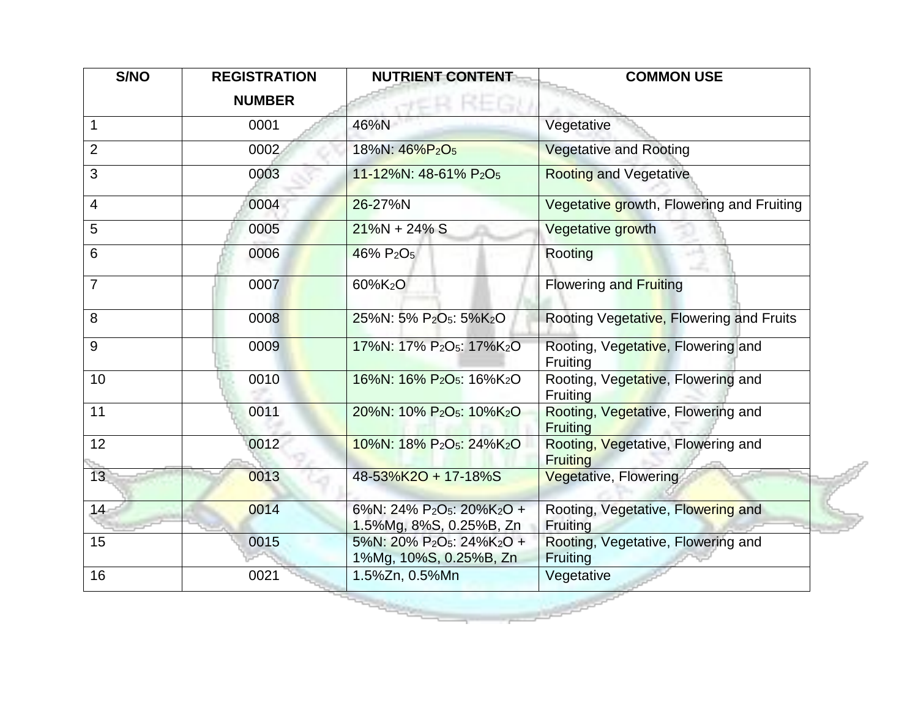| S/NO | REGISTRATION NUMBER | NUTRIENT CONTENT | COMMON USE |
|---|---|---|---|
| 1 | 0001 | 46%N | Vegetative |
| 2 | 0002 | 18%N: 46%$P_2O_5$ | Vegetative and Rooting |
| 3 | 0003 | 11-12%N: 48-61% $P_2O_5$ | Rooting and Vegetative |
| 4 | 0004 | 26-27%N | Vegetative growth, Flowering and Fruiting |
| 5 | 0005 | 21%N + 24% S | Vegetative growth |
| 6 | 0006 | 46% $P_2O_5$ | Rooting |
| 7 | 0007 | 60%$K_2O$ | Flowering and Fruiting |
| 8 | 0008 | 25%N: 5% $P_2O_5$: 5%$K_2O$ | Rooting Vegetative, Flowering and Fruits |
| 9 | 0009 | 17%N: 17% $P_2O_5$: 17%$K_2O$ | Rooting, Vegetative, Flowering and Fruiting |
| 10 | 0010 | 16%N: 16% $P_2O_5$: 16%$K_2O$ | Rooting, Vegetative, Flowering and Fruiting |
| 11 | 0011 | 20%N: 10% $P_2O_5$: 10%$K_2O$ | Rooting, Vegetative, Flowering and Fruiting |
| 12 | 0012 | 10%N: 18% $P_2O_5$: 24%$K_2O$ | Rooting, Vegetative, Flowering and Fruiting |
| 13 | 0013 | 48-53%K2O + 17-18%S | Vegetative, Flowering |
| 14 | 0014 | 6%N: 24% $P_2O_5$: 20%$K_2O$ + 1.5%Mg, 8%S, 0.25%B, Zn | Rooting, Vegetative, Flowering and Fruiting |
| 15 | 0015 | 5%N: 20% $P_2O_5$: 24%$K_2O$ + 1%Mg, 10%S, 0.25%B, Zn | Rooting, Vegetative, Flowering and Fruiting |
| 16 | 0021 | 1.5%Zn, 0.5%Mn | Vegetative |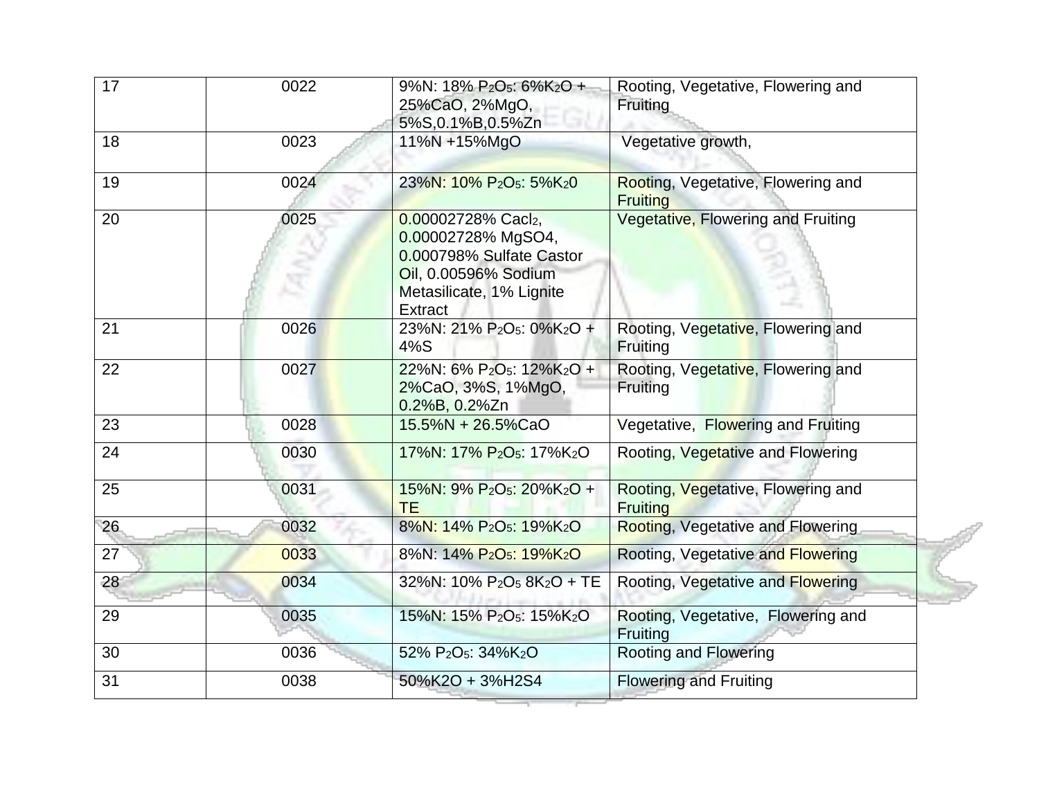| 17 | 0022 | 9%N: 18% $P_2O_5$: 6%$K_2O$ + 25%CaO, 2%MgO, 5%S,0.1%B,0.5%Zn | Rooting, Vegetative, Flowering and Fruiting |
|---|---|---|---|
| 18 | 0023 | 11%N +15%MgO | Vegetative growth, |
| 19 | 0024 | 23%N: 10% $P_2O_5$: 5%$K_2$0 | Rooting, Vegetative, Flowering and Fruiting |
| 20 | 0025 | 0.00002728% $Cacl_2$, 0.00002728% MgSO4, 0.000798% Sulfate Castor Oil, 0.00596% Sodium Metasilicate, 1% Lignite Extract | Vegetative, Flowering and Fruiting |
| 21 | 0026 | 23%N: 21% $P_2O_5$: 0%$K_2O$ + 4%S | Rooting, Vegetative, Flowering and Fruiting |
| 22 | 0027 | 22%N: 6% $P_2O_5$: 12%$K_2O$ + 2%CaO, 3%S, 1%MgO, 0.2%B, 0.2%Zn | Rooting, Vegetative, Flowering and Fruiting |
| 23 | 0028 | 15.5%N + 26.5%CaO | Vegetative, Flowering and Fruiting |
| 24 | 0030 | 17%N: 17% $P_2O_5$: 17%$K_2O$ | Rooting, Vegetative and Flowering |
| 25 | 0031 | 15%N: 9% $P_2O_5$: 20%$K_2O$ + TE | Rooting, Vegetative, Flowering and Fruiting |
| 26 | 0032 | 8%N: 14% $P_2O_5$: 19%$K_2O$ | Rooting, Vegetative and Flowering |
| 27 | 0033 | 8%N: 14% $P_2O_5$: 19%$K_2O$ | Rooting, Vegetative and Flowering |
| 28 | 0034 | 32%N: 10% $P_2O_5$ 8$K_2O$ + TE | Rooting, Vegetative and Flowering |
| 29 | 0035 | 15%N: 15% $P_2O_5$: 15%$K_2O$ | Rooting, Vegetative, Flowering and Fruiting |
| 30 | 0036 | 52% $P_2O_5$: 34%$K_2O$ | Rooting and Flowering |
| 31 | 0038 | 50%K2O + 3%H2S4 | Flowering and Fruiting |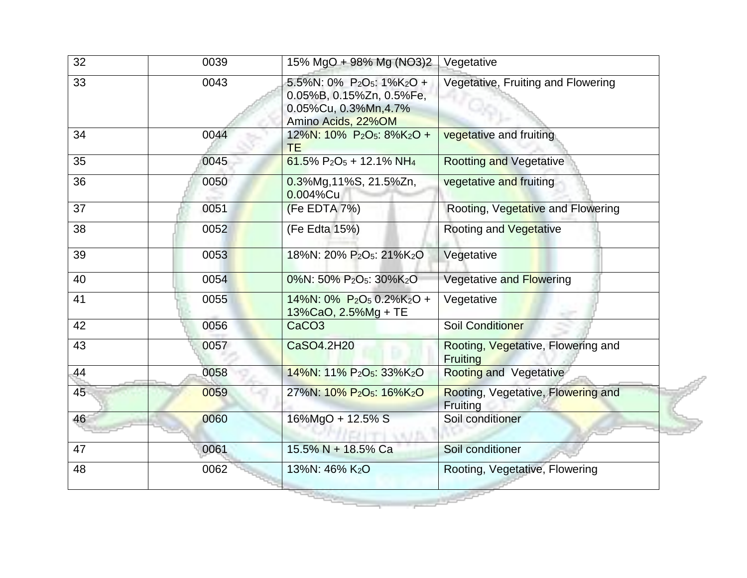| 32 | 0039 | 15% MgO + 98% Mg $(NO_3)_2$ | Vegetative |
|---|---|---|---|
| 33 | 0043 | 5.5%N: 0% $P_2O_5$: 1%$K_2O$ + 0.05%B, 0.15%Zn, 0.5%Fe, 0.05%Cu, 0.3%Mn,4.7% Amino Acids, 22%OM | Vegetative, Fruiting and Flowering |
| 34 | 0044 | 12%N: 10% $P_2O_5$: 8%$K_2O$ + TE | vegetative and fruiting |
| 35 | 0045 | 61.5% $P_2O_5$ + 12.1% $NH_4$ | Rootting and Vegetative |
| 36 | 0050 | 0.3%Mg,11%S, 21.5%Zn, 0.004%Cu | vegetative and fruiting |
| 37 | 0051 | (Fe EDTA 7%) | Rooting, Vegetative and Flowering |
| 38 | 0052 | (Fe Edta 15%) | Rooting and Vegetative |
| 39 | 0053 | 18%N: 20% $P_2O_5$: 21%$K_2O$ | Vegetative |
| 40 | 0054 | 0%N: 50% $P_2O_5$: 30%$K_2O$ | Vegetative and Flowering |
| 41 | 0055 | 14%N: 0% $P_2O_5$ 0.2%$K_2O$ + 13%CaO, 2.5%Mg + TE | Vegetative |
| 42 | 0056 | $CaCO_3$ | Soil Conditioner |
| 43 | 0057 | $CaSO_4.2H_2O$ | Rooting, Vegetative, Flowering and Fruiting |
| 44 | 0058 | 14%N: 11% $P_2O_5$: 33%$K_2O$ | Rooting and Vegetative |
| 45 | 0059 | 27%N: 10% $P_2O_5$: 16%$K_2O$ | Rooting, Vegetative, Flowering and Fruiting |
| 46 | 0060 | 16%MgO + 12.5% S | Soil conditioner |
| 47 | 0061 | 15.5% N + 18.5% Ca | Soil conditioner |
| 48 | 0062 | 13%N: 46% $K_2O$ | Rooting, Vegetative, Flowering |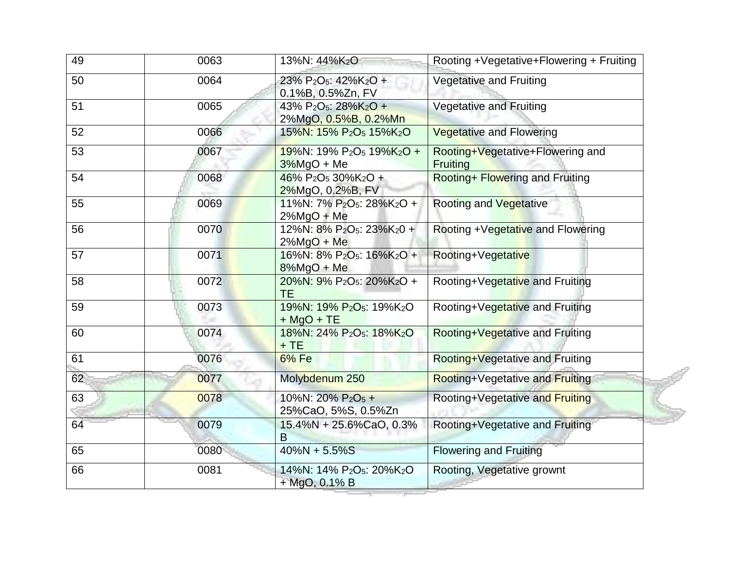| 49 | 0063 | 13%N: 44%$K_2O$ | Rooting +Vegetative+Flowering + Fruiting |
|---|---|---|---|
| 50 | 0064 | 23% $P_2O_5$: 42%$K_2O$ + 0.1%B, 0.5%Zn, FV | Vegetative and Fruiting |
| 51 | 0065 | 43% $P_2O_5$: 28%$K_2O$ + 2%MgO, 0.5%B, 0.2%Mn | Vegetative and Fruiting |
| 52 | 0066 | 15%N: 15% $P_2O_5$ 15%$K_2O$ | Vegetative and Flowering |
| 53 | 0067 | 19%N: 19% $P_2O_5$ 19%$K_2O$ + 3%MgO + Me | Rooting+Vegetative+Flowering and Fruiting |
| 54 | 0068 | 46% $P_2O_5$ 30%$K_2O$ + 2%MgO, 0.2%B, FV | Rooting+ Flowering and Fruiting |
| 55 | 0069 | 11%N: 7% $P_2O_5$: 28%$K_2O$ + 2%MgO + Me | Rooting and Vegetative |
| 56 | 0070 | 12%N: 8% $P_2O_5$: 23%$K_20$ + 2%MgO + Me | Rooting +Vegetative and Flowering |
| 57 | 0071 | 16%N: 8% $P_2O_5$: 16%$K_2O$ + 8%MgO + Me | Rooting+Vegetative |
| 58 | 0072 | 20%N: 9% $P_2O_5$: 20%$K_2O$ + TE | Rooting+Vegetative and Fruiting |
| 59 | 0073 | 19%N: 19% $P_2O_5$: 19%$K_2O$ + MgO + TE | Rooting+Vegetative and Fruiting |
| 60 | 0074 | 18%N: 24% $P_2O_5$: 18%$K_2O$ + TE | Rooting+Vegetative and Fruiting |
| 61 | 0076 | 6% Fe | Rooting+Vegetative and Fruiting |
| 62 | 0077 | Molybdenum 250 | Rooting+Vegetative and Fruiting |
| 63 | 0078 | 10%N: 20% $P_2O_5$ + 25%CaO, 5%S, 0.5%Zn | Rooting+Vegetative and Fruiting |
| 64 | 0079 | 15.4%N + 25.6%CaO, 0.3% B | Rooting+Vegetative and Fruiting |
| 65 | 0080 | 40%N + 5.5%S | Flowering and Fruiting |
| 66 | 0081 | 14%N: 14% $P_2O_5$: 20%$K_2O$ + MgO, 0.1% B | Rooting, Vegetative grownt |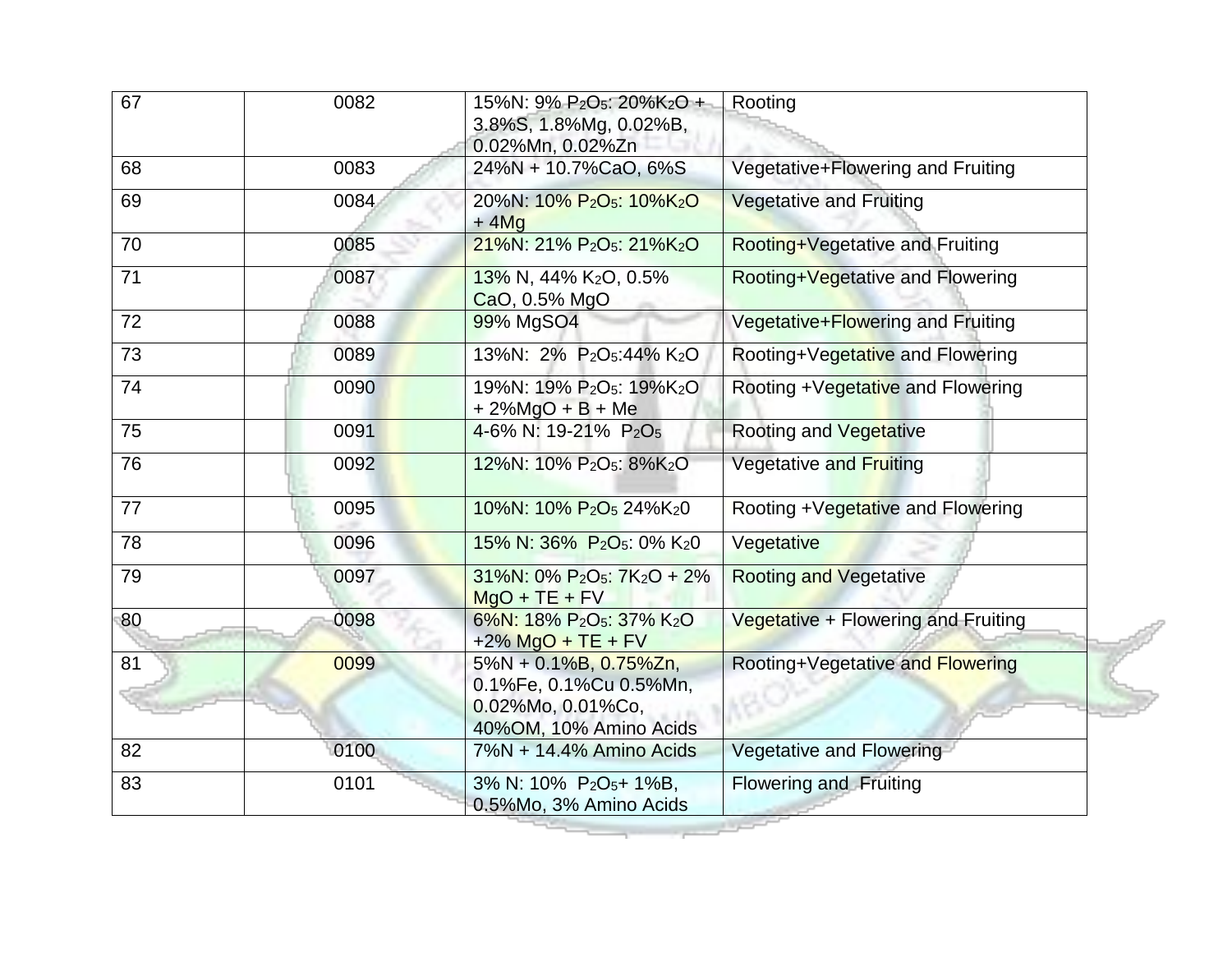| 67 | 0082 | 15%N: 9% $P_2O_5$: 20%$K_2O$ + 3.8%S, 1.8%Mg, 0.02%B, 0.02%Mn, 0.02%Zn | Rooting |
|---|---|---|---|
| 68 | 0083 | 24%N + 10.7%CaO, 6%S | Vegetative+Flowering and Fruiting |
| 69 | 0084 | 20%N: 10% $P_2O_5$: 10%$K_2O$ + 4Mg | Vegetative and Fruiting |
| 70 | 0085 | 21%N: 21% $P_2O_5$: 21%$K_2O$ | Rooting+Vegetative and Fruiting |
| 71 | 0087 | 13% N, 44% $K_2O$, 0.5% CaO, 0.5% MgO | Rooting+Vegetative and Flowering |
| 72 | 0088 | 99% $MgSO_4$ | Vegetative+Flowering and Fruiting |
| 73 | 0089 | 13%N: 2% $P_2O_5$:44% $K_2O$ | Rooting+Vegetative and Flowering |
| 74 | 0090 | 19%N: 19% $P_2O_5$: 19%$K_2O$ + 2%MgO + B + Me | Rooting +Vegetative and Flowering |
| 75 | 0091 | 4-6% N: 19-21% $P_2O_5$ | Rooting and Vegetative |
| 76 | 0092 | 12%N: 10% $P_2O_5$: 8%$K_2O$ | Vegetative and Fruiting |
| 77 | 0095 | 10%N: 10% $P_2O_5$ 24%$K_20$ | Rooting +Vegetative and Flowering |
| 78 | 0096 | 15% N: 36% $P_2O_5$: 0% $K_20$ | Vegetative |
| 79 | 0097 | 31%N: 0% $P_2O_5$: 7$K_2O$ + 2% MgO + TE + FV | Rooting and Vegetative |
| 80 | 0098 | 6%N: 18% $P_2O_5$: 37% $K_2O$ +2% MgO + TE + FV | Vegetative + Flowering and Fruiting |
| 81 | 0099 | 5%N + 0.1%B, 0.75%Zn, 0.1%Fe, 0.1%Cu 0.5%Mn, 0.02%Mo, 0.01%Co, 40%OM, 10% Amino Acids | Rooting+Vegetative and Flowering |
| 82 | 0100 | 7%N + 14.4% Amino Acids | Vegetative and Flowering |
| 83 | 0101 | 3% N: 10% $P_2O_5$+ 1%B, 0.5%Mo, 3% Amino Acids | Flowering and Fruiting |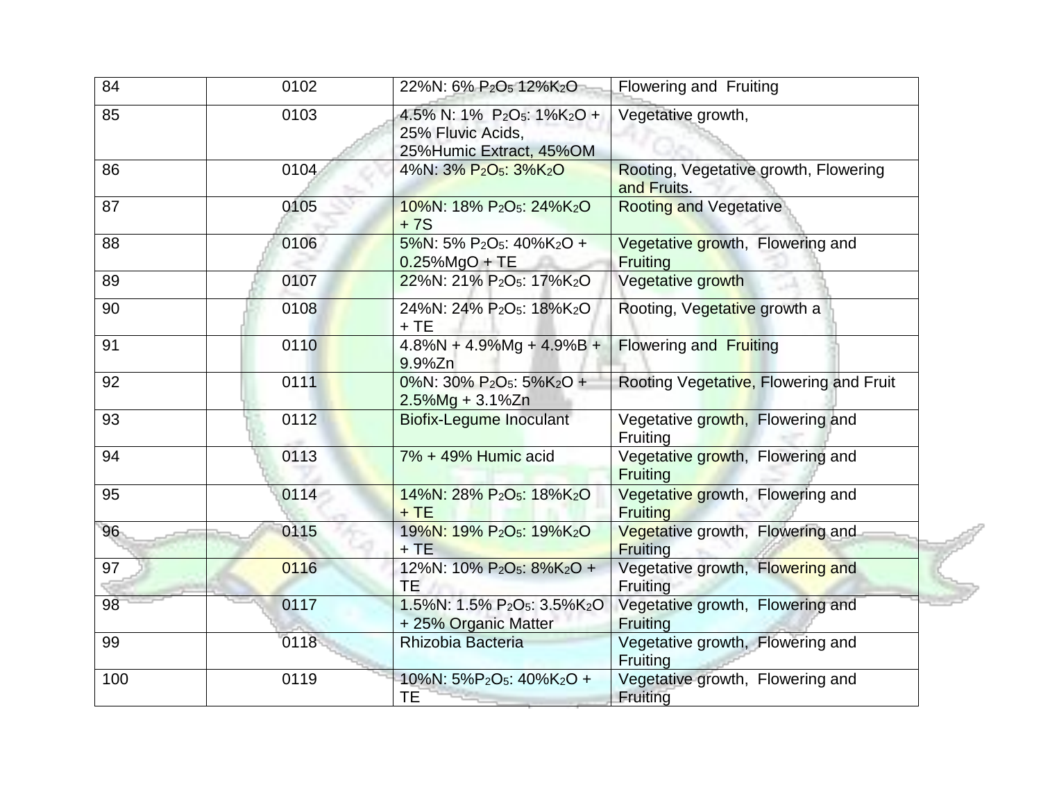| 84 | 0102 | 22%N: 6% $P_2O_5$ 12%$K_2O$ | Flowering and Fruiting |
|---|---|---|---|
| 85 | 0103 | 4.5% N: 1% $P_2O_5$: 1%$K_2O$ + 25% Fluvic Acids, 25%Humic Extract, 45%OM | Vegetative growth, |
| 86 | 0104 | 4%N: 3% $P_2O_5$: 3%$K_2O$ | Rooting, Vegetative growth, Flowering and Fruits. |
| 87 | 0105 | 10%N: 18% $P_2O_5$: 24%$K_2O$ + 7S | Rooting and Vegetative |
| 88 | 0106 | 5%N: 5% $P_2O_5$: 40%$K_2O$ + 0.25%MgO + TE | Vegetative growth, Flowering and Fruiting |
| 89 | 0107 | 22%N: 21% $P_2O_5$: 17%$K_2O$ | Vegetative growth |
| 90 | 0108 | 24%N: 24% $P_2O_5$: 18%$K_2O$ + TE | Rooting, Vegetative growth a |
| 91 | 0110 | 4.8%N + 4.9%Mg + 4.9%B + 9.9%Zn | Flowering and Fruiting |
| 92 | 0111 | 0%N: 30% $P_2O_5$: 5%$K_2O$ + 2.5%Mg + 3.1%Zn | Rooting Vegetative, Flowering and Fruit |
| 93 | 0112 | Biofix-Legume Inoculant | Vegetative growth, Flowering and Fruiting |
| 94 | 0113 | 7% + 49% Humic acid | Vegetative growth, Flowering and Fruiting |
| 95 | 0114 | 14%N: 28% $P_2O_5$: 18%$K_2O$ + TE | Vegetative growth, Flowering and Fruiting |
| 96 | 0115 | 19%N: 19% $P_2O_5$: 19%$K_2O$ + TE | Vegetative growth, Flowering and Fruiting |
| 97 | 0116 | 12%N: 10% $P_2O_5$: 8%$K_2O$ + TE | Vegetative growth, Flowering and Fruiting |
| 98 | 0117 | 1.5%N: 1.5% $P_2O_5$: 3.5%$K_2O$ + 25% Organic Matter | Vegetative growth, Flowering and Fruiting |
| 99 | 0118 | Rhizobia Bacteria | Vegetative growth, Flowering and Fruiting |
| 100 | 0119 | 10%N: 5%$P_2O_5$: 40%$K_2O$ + TE | Vegetative growth, Flowering and Fruiting |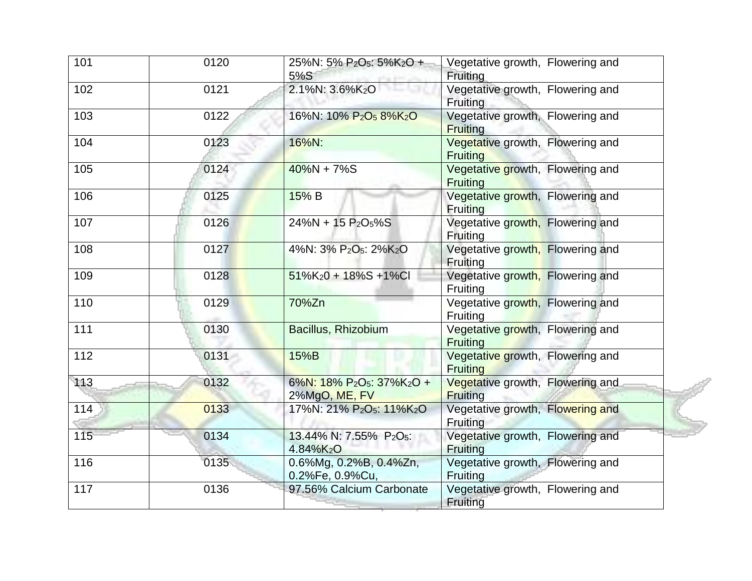| 101 | 0120 | 25%N: 5% $P_2O_5$: 5%$K_2O$ + 5%S | Vegetative growth, Flowering and Fruiting |
|---|---|---|---|
| 102 | 0121 | 2.1%N: 3.6%$K_2O$ | Vegetative growth, Flowering and Fruiting |
| 103 | 0122 | 16%N: 10% $P_2O_5$ 8%$K_2O$ | Vegetative growth, Flowering and Fruiting |
| 104 | 0123 | 16%N: | Vegetative growth, Flowering and Fruiting |
| 105 | 0124 | 40%N + 7%S | Vegetative growth, Flowering and Fruiting |
| 106 | 0125 | 15% B | Vegetative growth, Flowering and Fruiting |
| 107 | 0126 | 24%N + 15 $P_2O_5$%S | Vegetative growth, Flowering and Fruiting |
| 108 | 0127 | 4%N: 3% $P_2O_5$: 2%$K_2O$ | Vegetative growth, Flowering and Fruiting |
| 109 | 0128 | 51%$K_20$ + 18%S +1%Cl | Vegetative growth, Flowering and Fruiting |
| 110 | 0129 | 70%Zn | Vegetative growth, Flowering and Fruiting |
| 111 | 0130 | Bacillus, Rhizobium | Vegetative growth, Flowering and Fruiting |
| 112 | 0131 | 15%B | Vegetative growth, Flowering and Fruiting |
| 113 | 0132 | 6%N: 18% $P_2O_5$: 37%$K_2O$ + 2%MgO, ME, FV | Vegetative growth, Flowering and Fruiting |
| 114 | 0133 | 17%N: 21% $P_2O_5$: 11%$K_2O$ | Vegetative growth, Flowering and Fruiting |
| 115 | 0134 | 13.44% N: 7.55% $P_2O_5$: 4.84%$K_2O$ | Vegetative growth, Flowering and Fruiting |
| 116 | 0135 | 0.6%Mg, 0.2%B, 0.4%Zn, 0.2%Fe, 0.9%Cu, | Vegetative growth, Flowering and Fruiting |
| 117 | 0136 | 97.56% Calcium Carbonate | Vegetative growth, Flowering and Fruiting |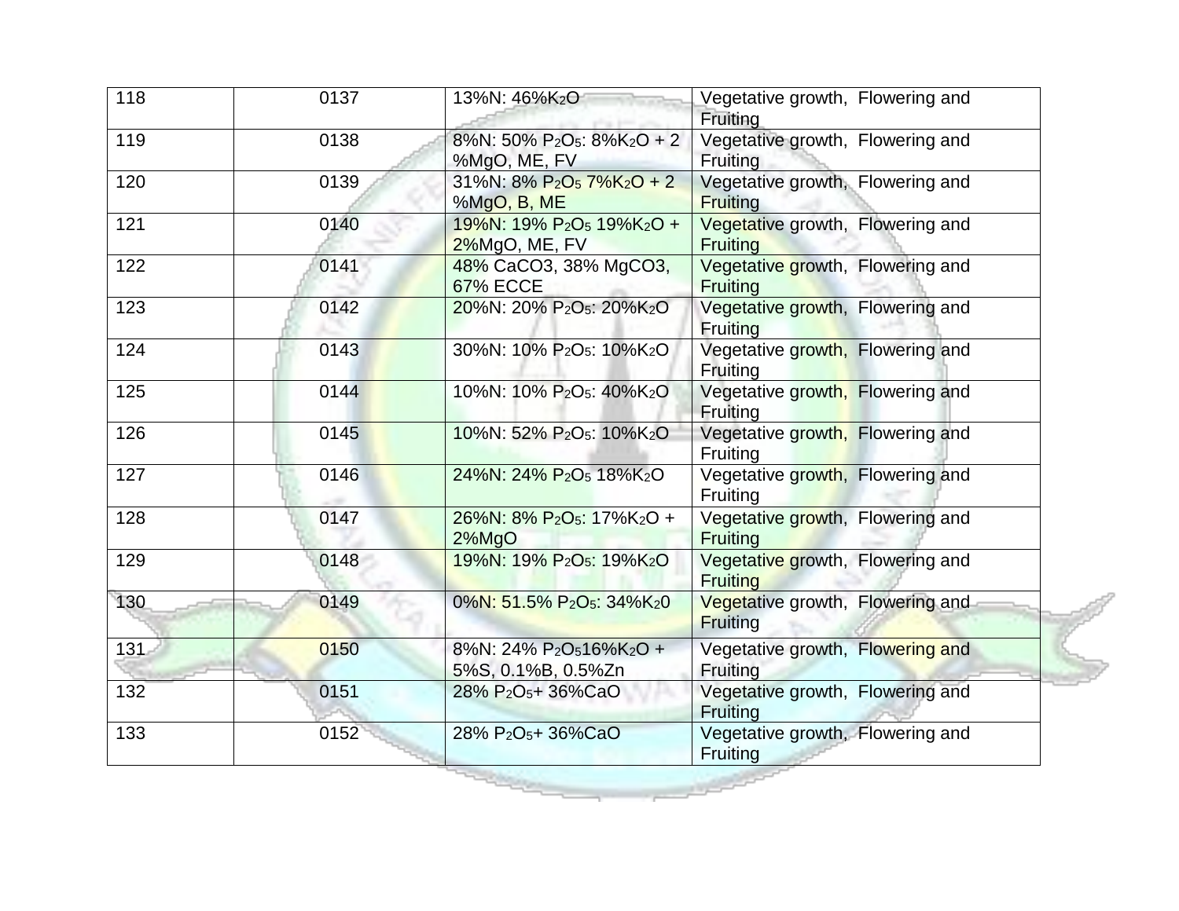| | | | |
|---|---|---|---|
| 118 | 0137 | 13%N: 46%$K_2O$ | Vegetative growth, Flowering and Fruiting |
| 119 | 0138 | 8%N: 50% $P_2O_5$: 8%$K_2O$ + 2 %MgO, ME, FV | Vegetative growth, Flowering and Fruiting |
| 120 | 0139 | 31%N: 8% $P_2O_5$ 7%$K_2O$ + 2 %MgO, B, ME | Vegetative growth, Flowering and Fruiting |
| 121 | 0140 | 19%N: 19% $P_2O_5$ 19%$K_2O$ + 2%MgO, ME, FV | Vegetative growth, Flowering and Fruiting |
| 122 | 0141 | 48% $CaCO3$, 38% $MgCO3$, 67% ECCE | Vegetative growth, Flowering and Fruiting |
| 123 | 0142 | 20%N: 20% $P_2O_5$: 20%$K_2O$ | Vegetative growth, Flowering and Fruiting |
| 124 | 0143 | 30%N: 10% $P_2O_5$: 10%$K_2O$ | Vegetative growth, Flowering and Fruiting |
| 125 | 0144 | 10%N: 10% $P_2O_5$: 40%$K_2O$ | Vegetative growth, Flowering and Fruiting |
| 126 | 0145 | 10%N: 52% $P_2O_5$: 10%$K_2O$ | Vegetative growth, Flowering and Fruiting |
| 127 | 0146 | 24%N: 24% $P_2O_5$ 18%$K_2O$ | Vegetative growth, Flowering and Fruiting |
| 128 | 0147 | 26%N: 8% $P_2O_5$: 17%$K_2O$ + 2%MgO | Vegetative growth, Flowering and Fruiting |
| 129 | 0148 | 19%N: 19% $P_2O_5$: 19%$K_2O$ | Vegetative growth, Flowering and Fruiting |
| 130 | 0149 | 0%N: 51.5% $P_2O_5$: 34%$K_20$ | Vegetative growth, Flowering and Fruiting |
| 131 | 0150 | 8%N: 24% $P_2O_5$16%$K_2O$ + 5%S, 0.1%B, 0.5%Zn | Vegetative growth, Flowering and Fruiting |
| 132 | 0151 | 28% $P_2O_5$+ 36%CaO | Vegetative growth, Flowering and Fruiting |
| 133 | 0152 | 28% $P_2O_5$+ 36%CaO | Vegetative growth, Flowering and Fruiting |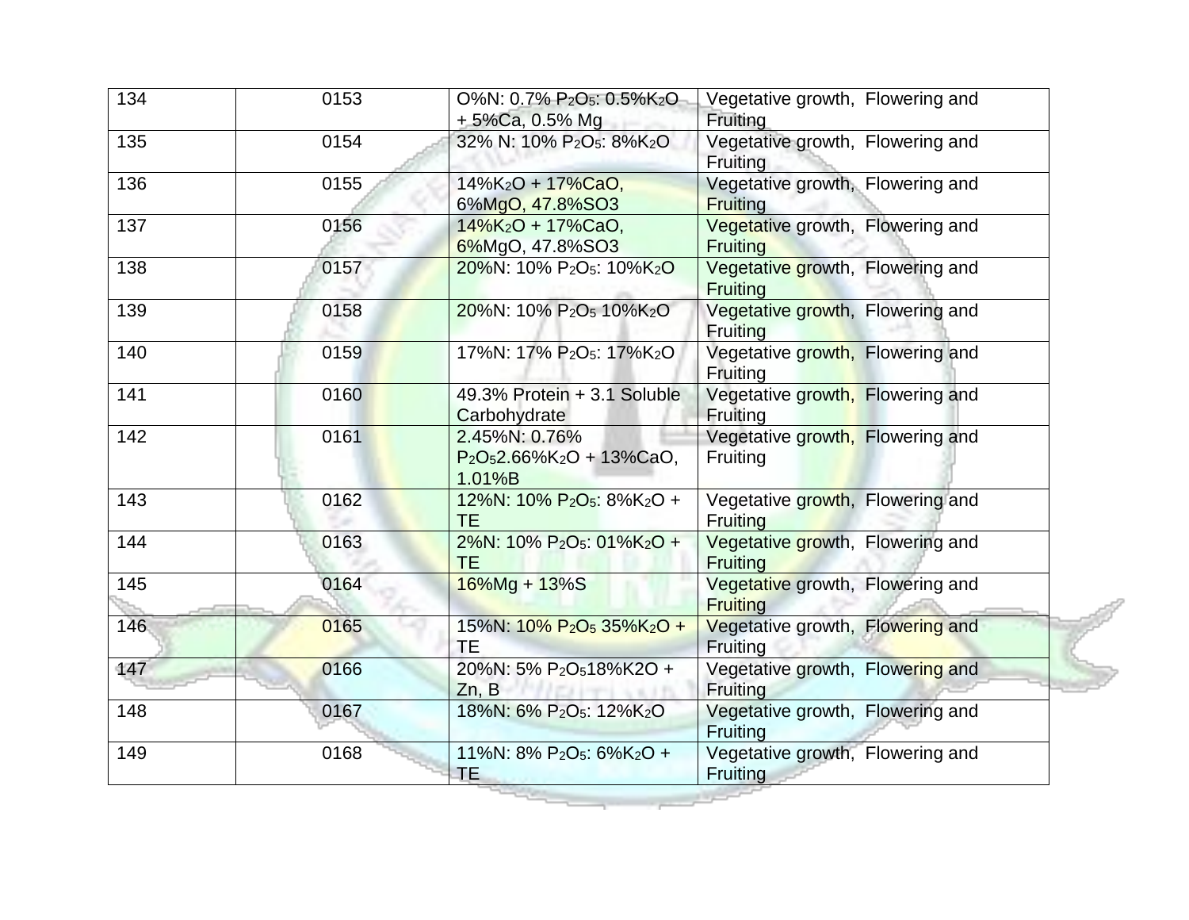| 134 | 0153 | O%N: 0.7% $P_2O_5$: 0.5%$K_2O$ + 5%Ca, 0.5% Mg | Vegetative growth, Flowering and Fruiting |
|---|---|---|---|
| 135 | 0154 | 32% N: 10% $P_2O_5$: 8%$K_2O$ | Vegetative growth, Flowering and Fruiting |
| 136 | 0155 | 14%$K_2O$ + 17%CaO, 6%MgO, 47.8%SO3 | Vegetative growth, Flowering and Fruiting |
| 137 | 0156 | 14%$K_2O$ + 17%CaO, 6%MgO, 47.8%SO3 | Vegetative growth, Flowering and Fruiting |
| 138 | 0157 | 20%N: 10% $P_2O_5$: 10%$K_2O$ | Vegetative growth, Flowering and Fruiting |
| 139 | 0158 | 20%N: 10% $P_2O_5$ 10%$K_2O$ | Vegetative growth, Flowering and Fruiting |
| 140 | 0159 | 17%N: 17% $P_2O_5$: 17%$K_2O$ | Vegetative growth, Flowering and Fruiting |
| 141 | 0160 | 49.3% Protein + 3.1 Soluble Carbohydrate | Vegetative growth, Flowering and Fruiting |
| 142 | 0161 | 2.45%N: 0.76% $P_2O_5$2.66%$K_2O$ + 13%CaO, 1.01%B | Vegetative growth, Flowering and Fruiting |
| 143 | 0162 | 12%N: 10% $P_2O_5$: 8%$K_2O$ + TE | Vegetative growth, Flowering and Fruiting |
| 144 | 0163 | 2%N: 10% $P_2O_5$: 01%$K_2O$ + TE | Vegetative growth, Flowering and Fruiting |
| 145 | 0164 | 16%Mg + 13%S | Vegetative growth, Flowering and Fruiting |
| 146 | 0165 | 15%N: 10% $P_2O_5$ 35%$K_2O$ + TE | Vegetative growth, Flowering and Fruiting |
| 147 | 0166 | 20%N: 5% $P_2O_5$18%K2O + Zn, B | Vegetative growth, Flowering and Fruiting |
| 148 | 0167 | 18%N: 6% $P_2O_5$: 12%$K_2O$ | Vegetative growth, Flowering and Fruiting |
| 149 | 0168 | 11%N: 8% $P_2O_5$: 6%$K_2O$ + TE | Vegetative growth, Flowering and Fruiting |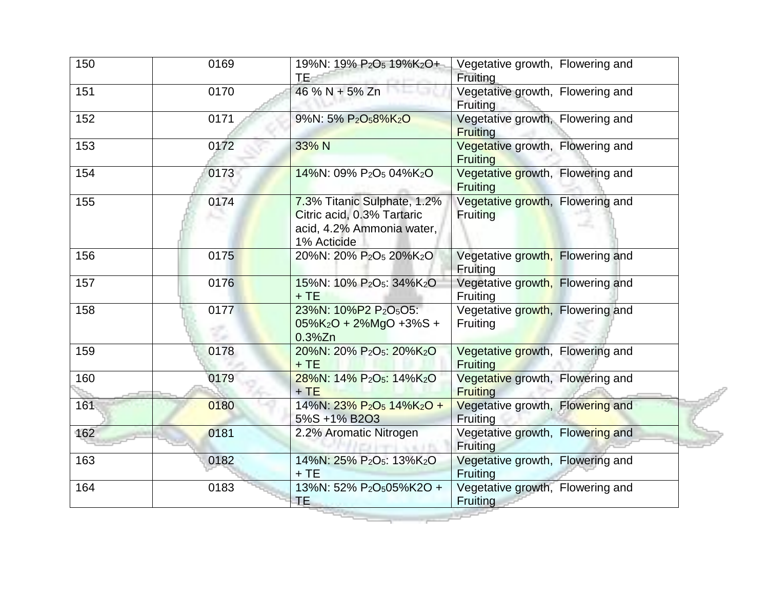| 150 | 0169 | 19%N: 19% $P_2O_5$ 19%$K_2O$+ TE | Vegetative growth, Flowering and Fruiting |
|---|---|---|---|
| 151 | 0170 | 46 % N + 5% Zn | Vegetative growth, Flowering and Fruiting |
| 152 | 0171 | 9%N: 5% $P_2O_5$8%$K_2O$ | Vegetative growth, Flowering and Fruiting |
| 153 | 0172 | 33% N | Vegetative growth, Flowering and Fruiting |
| 154 | 0173 | 14%N: 09% $P_2O_5$ 04%$K_2O$ | Vegetative growth, Flowering and Fruiting |
| 155 | 0174 | 7.3% Titanic Sulphate, 1.2% Citric acid, 0.3% Tartaric acid, 4.2% Ammonia water, 1% Acticide | Vegetative growth, Flowering and Fruiting |
| 156 | 0175 | 20%N: 20% $P_2O_5$ 20%$K_2O$ | Vegetative growth, Flowering and Fruiting |
| 157 | 0176 | 15%N: 10% $P_2O_5$: 34%$K_2O$ + TE | Vegetative growth, Flowering and Fruiting |
| 158 | 0177 | 23%N: 10%P2 $P_2O_5$O5: 05%$K_2O$ + 2%MgO +3%S + 0.3%Zn | Vegetative growth, Flowering and Fruiting |
| 159 | 0178 | 20%N: 20% $P_2O_5$: 20%$K_2O$ + TE | Vegetative growth, Flowering and Fruiting |
| 160 | 0179 | 28%N: 14% $P_2O_5$: 14%$K_2O$ + TE | Vegetative growth, Flowering and Fruiting |
| 161 | 0180 | 14%N: 23% $P_2O_5$ 14%$K_2O$ + 5%S +1% B2O3 | Vegetative growth, Flowering and Fruiting |
| 162 | 0181 | 2.2% Aromatic Nitrogen | Vegetative growth, Flowering and Fruiting |
| 163 | 0182 | 14%N: 25% $P_2O_5$: 13%$K_2O$ + TE | Vegetative growth, Flowering and Fruiting |
| 164 | 0183 | 13%N: 52% $P_2O_5$05%K2O + TE | Vegetative growth, Flowering and Fruiting |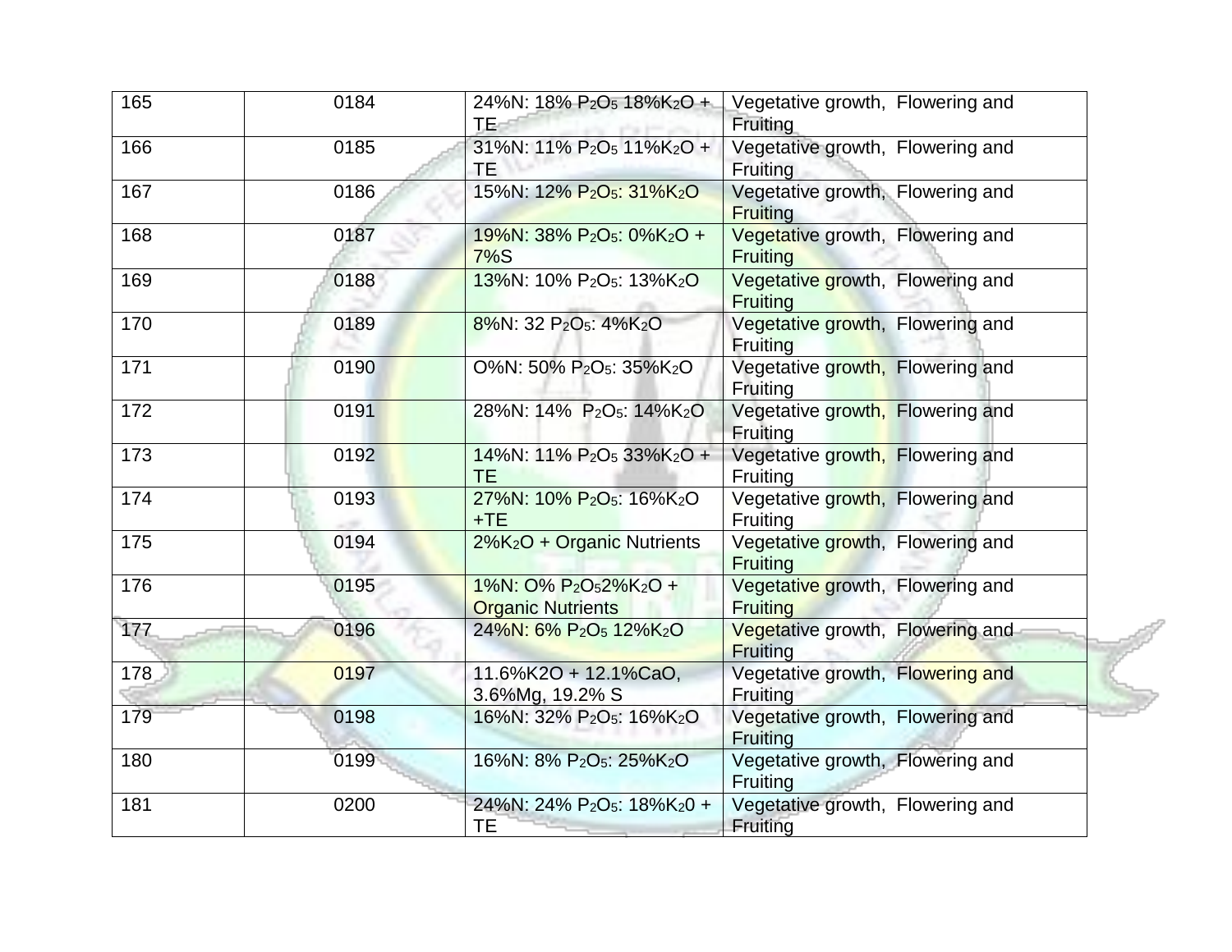| 165 | 0184 | 24%N: 18% $P_2O_5$ 18%$K_2O$ + TE | Vegetative growth, Flowering and Fruiting |
|---|---|---|---|
| 166 | 0185 | 31%N: 11% $P_2O_5$ 11%$K_2O$ + TE | Vegetative growth, Flowering and Fruiting |
| 167 | 0186 | 15%N: 12% $P_2O_5$: 31%$K_2O$ | Vegetative growth, Flowering and Fruiting |
| 168 | 0187 | 19%N: 38% $P_2O_5$: 0%$K_2O$ + 7%S | Vegetative growth, Flowering and Fruiting |
| 169 | 0188 | 13%N: 10% $P_2O_5$: 13%$K_2O$ | Vegetative growth, Flowering and Fruiting |
| 170 | 0189 | 8%N: 32 $P_2O_5$: 4%$K_2O$ | Vegetative growth, Flowering and Fruiting |
| 171 | 0190 | O%N: 50% $P_2O_5$: 35%$K_2O$ | Vegetative growth, Flowering and Fruiting |
| 172 | 0191 | 28%N: 14% $P_2O_5$: 14%$K_2O$ | Vegetative growth, Flowering and Fruiting |
| 173 | 0192 | 14%N: 11% $P_2O_5$ 33%$K_2O$ + TE | Vegetative growth, Flowering and Fruiting |
| 174 | 0193 | 27%N: 10% $P_2O_5$: 16%$K_2O$ +TE | Vegetative growth, Flowering and Fruiting |
| 175 | 0194 | 2%$K_2O$ + Organic Nutrients | Vegetative growth, Flowering and Fruiting |
| 176 | 0195 | 1%N: O% $P_2O_5$2%$K_2O$ + Organic Nutrients | Vegetative growth, Flowering and Fruiting |
| 177 | 0196 | 24%N: 6% $P_2O_5$ 12%$K_2O$ | Vegetative growth, Flowering and Fruiting |
| 178 | 0197 | 11.6%K2O + 12.1%CaO, 3.6%Mg, 19.2% S | Vegetative growth, Flowering and Fruiting |
| 179 | 0198 | 16%N: 32% $P_2O_5$: 16%$K_2O$ | Vegetative growth, Flowering and Fruiting |
| 180 | 0199 | 16%N: 8% $P_2O_5$: 25%$K_2O$ | Vegetative growth, Flowering and Fruiting |
| 181 | 0200 | 24%N: 24% $P_2O_5$: 18%$K_20$ + TE | Vegetative growth, Flowering and Fruiting |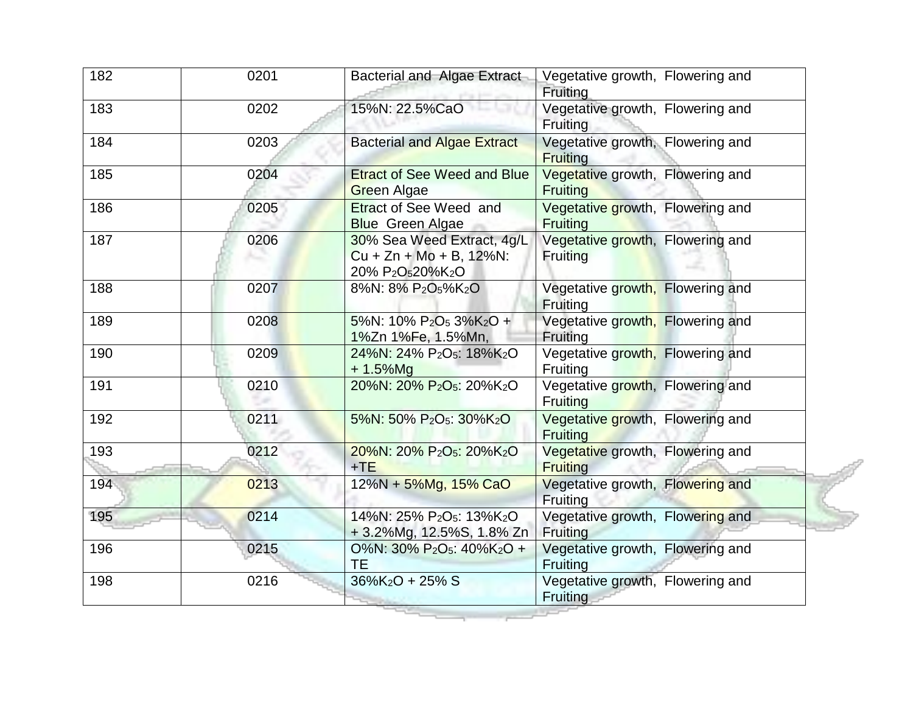| 182 | 0201 | Bacterial and Algae Extract | Vegetative growth, Flowering and Fruiting |
|---|---|---|---|
| 183 | 0202 | 15%N: 22.5%CaO | Vegetative growth, Flowering and Fruiting |
| 184 | 0203 | Bacterial and Algae Extract | Vegetative growth, Flowering and Fruiting |
| 185 | 0204 | Etract of See Weed and Blue Green Algae | Vegetative growth, Flowering and Fruiting |
| 186 | 0205 | Etract of See Weed and Blue Green Algae | Vegetative growth, Flowering and Fruiting |
| 187 | 0206 | 30% Sea Weed Extract, 4g/L Cu + Zn + Mo + B, 12%N: 20% $P_2O_5$20%$K_2O$ | Vegetative growth, Flowering and Fruiting |
| 188 | 0207 | 8%N: 8% $P_2O_5$%$K_2O$ | Vegetative growth, Flowering and Fruiting |
| 189 | 0208 | 5%N: 10% $P_2O_5$ 3%$K_2O$ + 1%Zn 1%Fe, 1.5%Mn, | Vegetative growth, Flowering and Fruiting |
| 190 | 0209 | 24%N: 24% $P_2O_5$: 18%$K_2O$ + 1.5%Mg | Vegetative growth, Flowering and Fruiting |
| 191 | 0210 | 20%N: 20% $P_2O_5$: 20%$K_2O$ | Vegetative growth, Flowering and Fruiting |
| 192 | 0211 | 5%N: 50% $P_2O_5$: 30%$K_2O$ | Vegetative growth, Flowering and Fruiting |
| 193 | 0212 | 20%N: 20% $P_2O_5$: 20%$K_2O$ +TE | Vegetative growth, Flowering and Fruiting |
| 194 | 0213 | 12%N + 5%Mg, 15% CaO | Vegetative growth, Flowering and Fruiting |
| 195 | 0214 | 14%N: 25% $P_2O_5$: 13%$K_2O$ + 3.2%Mg, 12.5%S, 1.8% Zn | Vegetative growth, Flowering and Fruiting |
| 196 | 0215 | O%N: 30% $P_2O_5$: 40%$K_2O$ + TE | Vegetative growth, Flowering and Fruiting |
| 198 | 0216 | 36%$K_2O$ + 25% S | Vegetative growth, Flowering and Fruiting |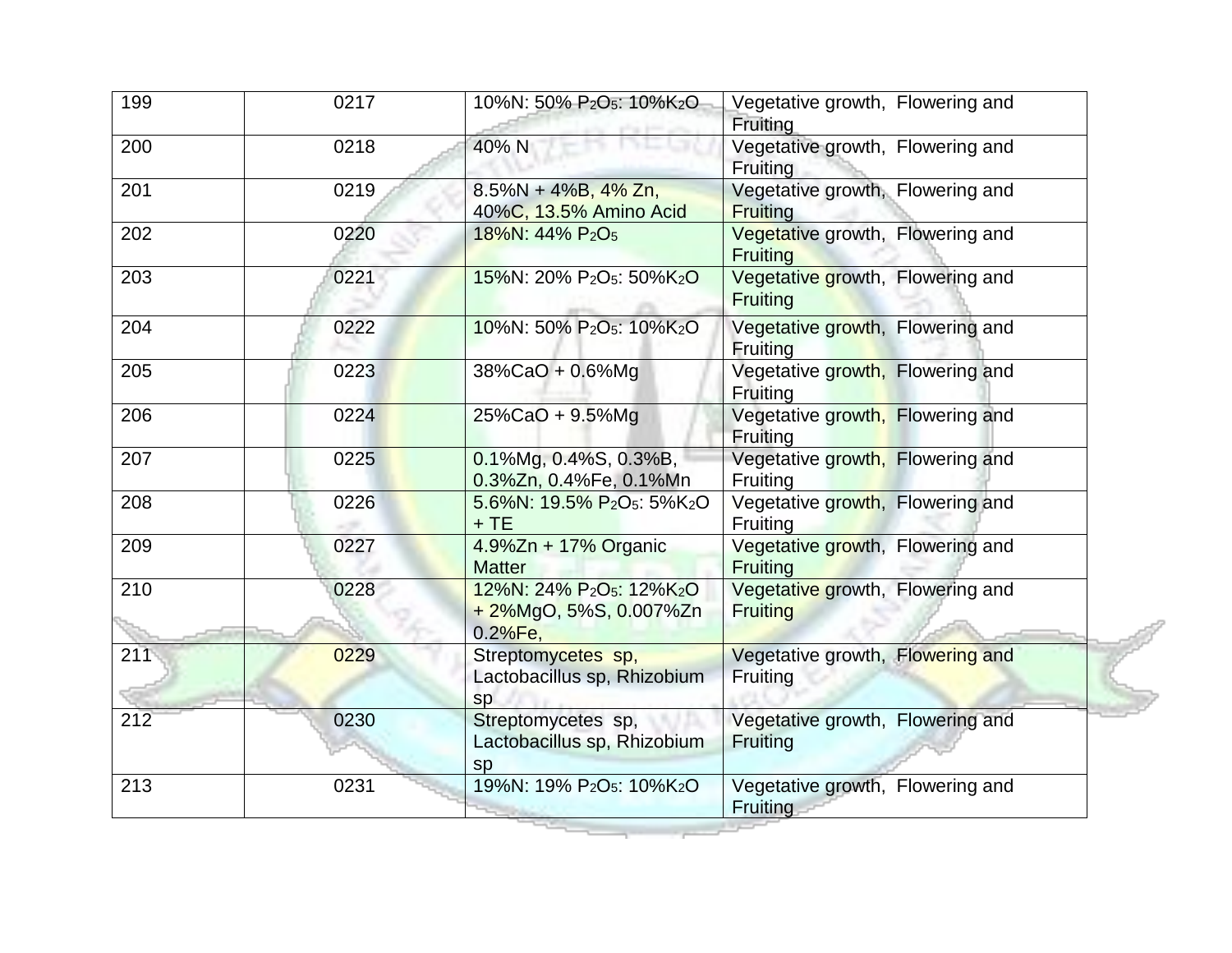| 199 | 0217 | 10%N: 50% $P_2O_5$: 10%$K_2O$ | Vegetative growth, Flowering and Fruiting |
|---|---|---|---|
| 200 | 0218 | 40% N | Vegetative growth, Flowering and Fruiting |
| 201 | 0219 | 8.5%N + 4%B, 4% Zn, 40%C, 13.5% Amino Acid | Vegetative growth, Flowering and Fruiting |
| 202 | 0220 | 18%N: 44% $P_2O_5$ | Vegetative growth, Flowering and Fruiting |
| 203 | 0221 | 15%N: 20% $P_2O_5$: 50%$K_2O$ | Vegetative growth, Flowering and Fruiting |
| 204 | 0222 | 10%N: 50% $P_2O_5$: 10%$K_2O$ | Vegetative growth, Flowering and Fruiting |
| 205 | 0223 | 38%CaO + 0.6%Mg | Vegetative growth, Flowering and Fruiting |
| 206 | 0224 | 25%CaO + 9.5%Mg | Vegetative growth, Flowering and Fruiting |
| 207 | 0225 | 0.1%Mg, 0.4%S, 0.3%B, 0.3%Zn, 0.4%Fe, 0.1%Mn | Vegetative growth, Flowering and Fruiting |
| 208 | 0226 | 5.6%N: 19.5% $P_2O_5$: 5%$K_2O$ + TE | Vegetative growth, Flowering and Fruiting |
| 209 | 0227 | 4.9%Zn + 17% Organic Matter | Vegetative growth, Flowering and Fruiting |
| 210 | 0228 | 12%N: 24% $P_2O_5$: 12%$K_2O$ + 2%MgO, 5%S, 0.007%Zn 0.2%Fe, | Vegetative growth, Flowering and Fruiting |
| 211 | 0229 | Streptomycetes sp, Lactobacillus sp, Rhizobium sp | Vegetative growth, Flowering and Fruiting |
| 212 | 0230 | Streptomycetes sp, Lactobacillus sp, Rhizobium sp | Vegetative growth, Flowering and Fruiting |
| 213 | 0231 | 19%N: 19% $P_2O_5$: 10%$K_2O$ | Vegetative growth, Flowering and Fruiting |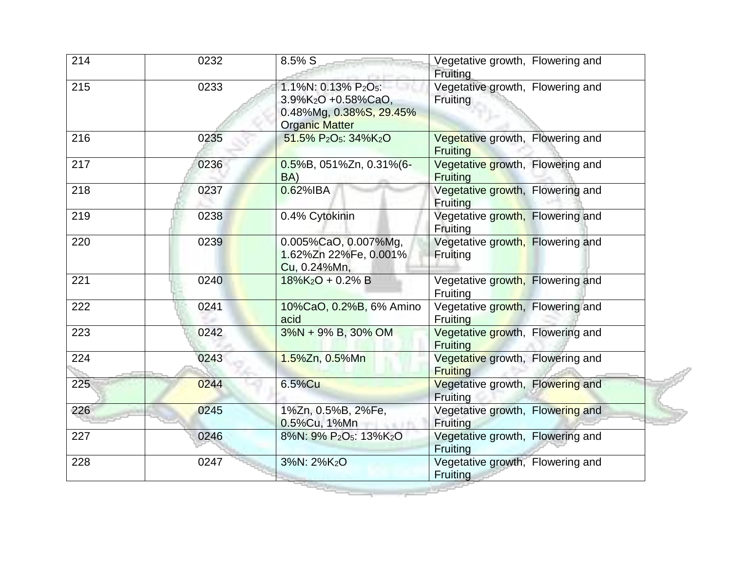| 214 | 0232 | 8.5% S | Vegetative growth, Flowering and Fruiting |
|---|---|---|---|
| 215 | 0233 | 1.1%N: 0.13% $P_2O_5$: 3.9%$K_2O$ +0.58%CaO, 0.48%Mg, 0.38%S, 29.45% Organic Matter | Vegetative growth, Flowering and Fruiting |
| 216 | 0235 | 51.5% $P_2O_5$: 34%$K_2O$ | Vegetative growth, Flowering and Fruiting |
| 217 | 0236 | 0.5%B, 051%Zn, 0.31%(6-BA) | Vegetative growth, Flowering and Fruiting |
| 218 | 0237 | 0.62%IBA | Vegetative growth, Flowering and Fruiting |
| 219 | 0238 | 0.4% Cytokinin | Vegetative growth, Flowering and Fruiting |
| 220 | 0239 | 0.005%CaO, 0.007%Mg, 1.62%Zn 22%Fe, 0.001% Cu, 0.24%Mn, | Vegetative growth, Flowering and Fruiting |
| 221 | 0240 | 18%$K_2O$ + 0.2% B | Vegetative growth, Flowering and Fruiting |
| 222 | 0241 | 10%CaO, 0.2%B, 6% Amino acid | Vegetative growth, Flowering and Fruiting |
| 223 | 0242 | 3%N + 9% B, 30% OM | Vegetative growth, Flowering and Fruiting |
| 224 | 0243 | 1.5%Zn, 0.5%Mn | Vegetative growth, Flowering and Fruiting |
| 225 | 0244 | 6.5%Cu | Vegetative growth, Flowering and Fruiting |
| 226 | 0245 | 1%Zn, 0.5%B, 2%Fe, 0.5%Cu, 1%Mn | Vegetative growth, Flowering and Fruiting |
| 227 | 0246 | 8%N: 9% $P_2O_5$: 13%$K_2O$ | Vegetative growth, Flowering and Fruiting |
| 228 | 0247 | 3%N: 2%$K_2O$ | Vegetative growth, Flowering and Fruiting |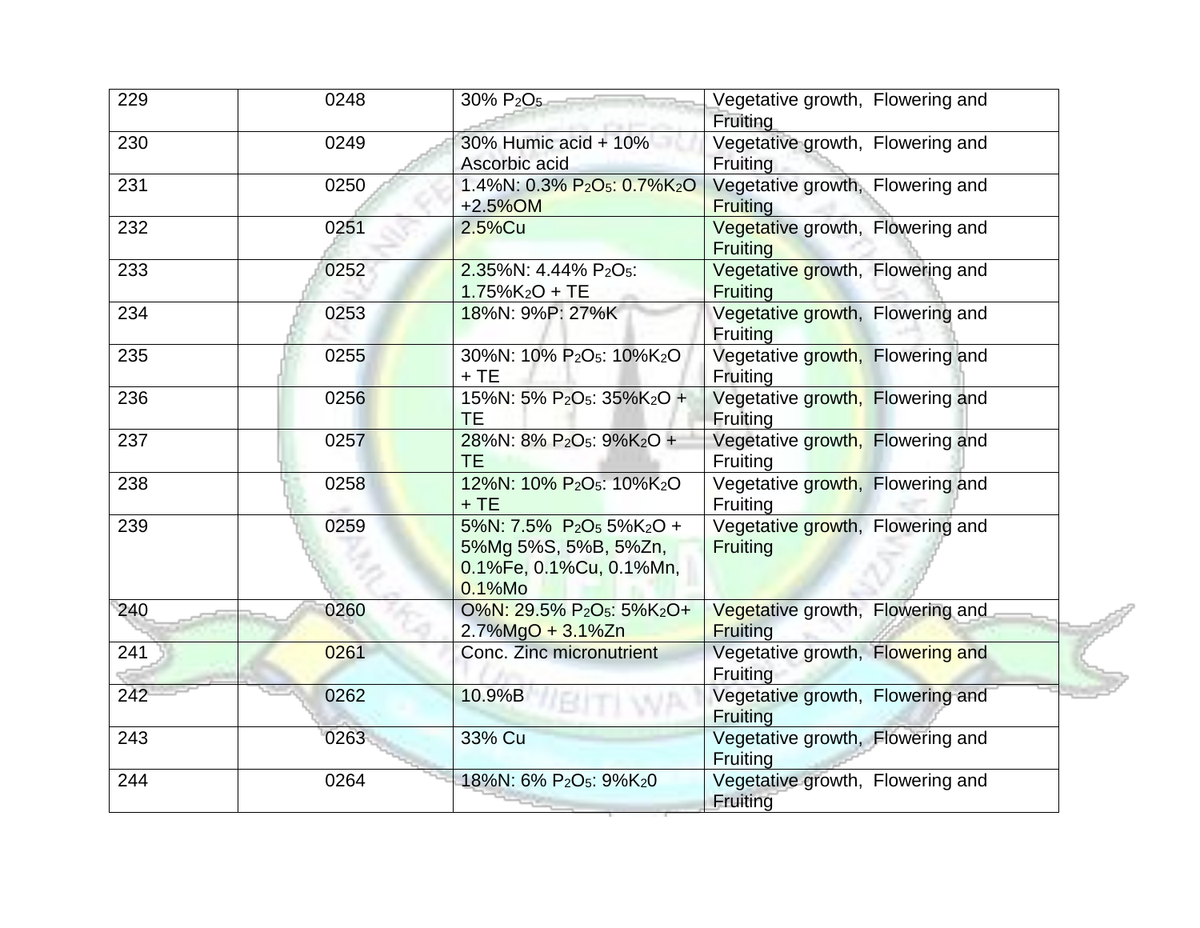| 229 | 0248 | 30% $P_2O_5$ | Vegetative growth, Flowering and Fruiting |
|---|---|---|---|
| 230 | 0249 | 30% Humic acid + 10% Ascorbic acid | Vegetative growth, Flowering and Fruiting |
| 231 | 0250 | 1.4%N: 0.3% $P_2O_5$: 0.7%$K_2O$ +2.5%OM | Vegetative growth, Flowering and Fruiting |
| 232 | 0251 | 2.5%Cu | Vegetative growth, Flowering and Fruiting |
| 233 | 0252 | 2.35%N: 4.44% $P_2O_5$: 1.75%$K_2O$ + TE | Vegetative growth, Flowering and Fruiting |
| 234 | 0253 | 18%N: 9%P: 27%K | Vegetative growth, Flowering and Fruiting |
| 235 | 0255 | 30%N: 10% $P_2O_5$: 10%$K_2O$ + TE | Vegetative growth, Flowering and Fruiting |
| 236 | 0256 | 15%N: 5% $P_2O_5$: 35%$K_2O$ + TE | Vegetative growth, Flowering and Fruiting |
| 237 | 0257 | 28%N: 8% $P_2O_5$: 9%$K_2O$ + TE | Vegetative growth, Flowering and Fruiting |
| 238 | 0258 | 12%N: 10% $P_2O_5$: 10%$K_2O$ + TE | Vegetative growth, Flowering and Fruiting |
| 239 | 0259 | 5%N: 7.5% $P_2O_5$ 5%$K_2O$ + 5%Mg 5%S, 5%B, 5%Zn, 0.1%Fe, 0.1%Cu, 0.1%Mn, 0.1%Mo | Vegetative growth, Flowering and Fruiting |
| 240 | 0260 | O%N: 29.5% $P_2O_5$: 5%$K_2O$+ 2.7%MgO + 3.1%Zn | Vegetative growth, Flowering and Fruiting |
| 241 | 0261 | Conc. Zinc micronutrient | Vegetative growth, Flowering and Fruiting |
| 242 | 0262 | 10.9%B | Vegetative growth, Flowering and Fruiting |
| 243 | 0263 | 33% Cu | Vegetative growth, Flowering and Fruiting |
| 244 | 0264 | 18%N: 6% $P_2O_5$: 9%$K_20$ | Vegetative growth, Flowering and Fruiting |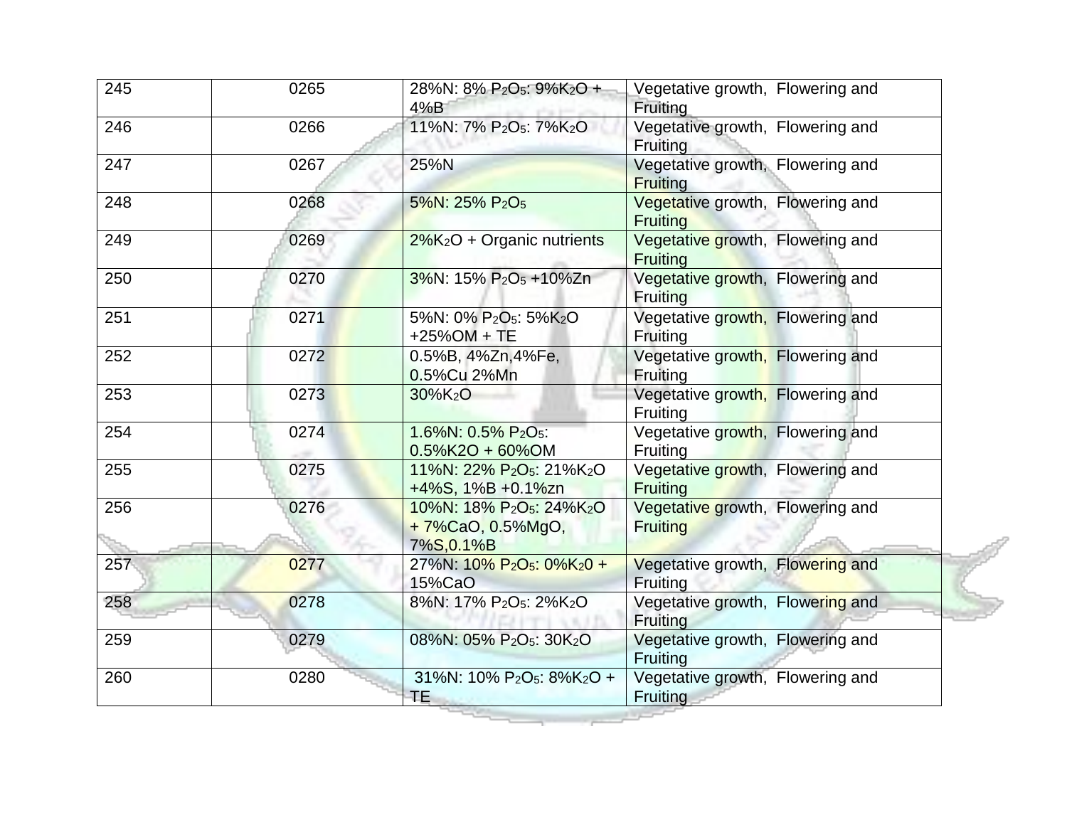| | | | |
|---|---|---|---|
| 245 | 0265 | 28%N: 8% $P_2O_5$: 9%$K_2O$ + 4%B | Vegetative growth, Flowering and Fruiting |
| 246 | 0266 | 11%N: 7% $P_2O_5$: 7%$K_2O$ | Vegetative growth, Flowering and Fruiting |
| 247 | 0267 | 25%N | Vegetative growth, Flowering and Fruiting |
| 248 | 0268 | 5%N: 25% $P_2O_5$ | Vegetative growth, Flowering and Fruiting |
| 249 | 0269 | 2%$K_2O$ + Organic nutrients | Vegetative growth, Flowering and Fruiting |
| 250 | 0270 | 3%N: 15% $P_2O_5$ +10%Zn | Vegetative growth, Flowering and Fruiting |
| 251 | 0271 | 5%N: 0% $P_2O_5$: 5%$K_2O$ +25%OM + TE | Vegetative growth, Flowering and Fruiting |
| 252 | 0272 | 0.5%B, 4%Zn,4%Fe, 0.5%Cu 2%Mn | Vegetative growth, Flowering and Fruiting |
| 253 | 0273 | 30%$K_2O$ | Vegetative growth, Flowering and Fruiting |
| 254 | 0274 | 1.6%N: 0.5% $P_2O_5$: 0.5%K2O + 60%OM | Vegetative growth, Flowering and Fruiting |
| 255 | 0275 | 11%N: 22% $P_2O_5$: 21%$K_2O$ +4%S, 1%B +0.1%zn | Vegetative growth, Flowering and Fruiting |
| 256 | 0276 | 10%N: 18% $P_2O_5$: 24%$K_2O$ + 7%CaO, 0.5%MgO, 7%S,0.1%B | Vegetative growth, Flowering and Fruiting |
| 257 | 0277 | 27%N: 10% $P_2O_5$: 0%$K_20$ + 15%CaO | Vegetative growth, Flowering and Fruiting |
| 258 | 0278 | 8%N: 17% $P_2O_5$: 2%$K_2O$ | Vegetative growth, Flowering and Fruiting |
| 259 | 0279 | 08%N: 05% $P_2O_5$: 30$K_2O$ | Vegetative growth, Flowering and Fruiting |
| 260 | 0280 | 31%N: 10% $P_2O_5$: 8%$K_2O$ + TE | Vegetative growth, Flowering and Fruiting |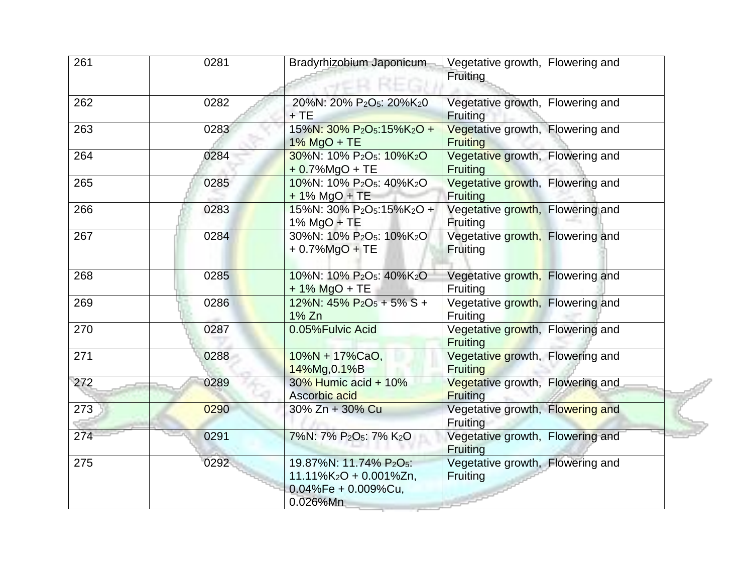| 261 | 0281 | Bradyrhizobium Japonicum | Vegetative growth, Flowering and Fruiting |
|---|---|---|---|
| 262 | 0282 | 20%N: 20% $P_2O_5$: 20%$K_20$ + TE | Vegetative growth, Flowering and Fruiting |
| 263 | 0283 | 15%N: 30% $P_2O_5$:15%$K_2O$ + 1% MgO + TE | Vegetative growth, Flowering and Fruiting |
| 264 | 0284 | 30%N: 10% $P_2O_5$: 10%$K_2O$ + 0.7%MgO + TE | Vegetative growth, Flowering and Fruiting |
| 265 | 0285 | 10%N: 10% $P_2O_5$: 40%$K_2O$ + 1% MgO + TE | Vegetative growth, Flowering and Fruiting |
| 266 | 0283 | 15%N: 30% $P_2O_5$:15%$K_2O$ + 1% MgO + TE | Vegetative growth, Flowering and Fruiting |
| 267 | 0284 | 30%N: 10% $P_2O_5$: 10%$K_2O$ + 0.7%MgO + TE | Vegetative growth, Flowering and Fruiting |
| 268 | 0285 | 10%N: 10% $P_2O_5$: 40%$K_2O$ + 1% MgO + TE | Vegetative growth, Flowering and Fruiting |
| 269 | 0286 | 12%N: 45% $P_2O_5$ + 5% S + 1% Zn | Vegetative growth, Flowering and Fruiting |
| 270 | 0287 | 0.05%Fulvic Acid | Vegetative growth, Flowering and Fruiting |
| 271 | 0288 | 10%N + 17%CaO, 14%Mg,0.1%B | Vegetative growth, Flowering and Fruiting |
| 272 | 0289 | 30% Humic acid + 10% Ascorbic acid | Vegetative growth, Flowering and Fruiting |
| 273 | 0290 | 30% Zn + 30% Cu | Vegetative growth, Flowering and Fruiting |
| 274 | 0291 | 7%N: 7% $P_2O_5$: 7% $K_2O$ | Vegetative growth, Flowering and Fruiting |
| 275 | 0292 | 19.87%N: 11.74% $P_2O_5$: 11.11%$K_2O$ + 0.001%Zn, 0.04%Fe + 0.009%Cu, 0.026%Mn | Vegetative growth, Flowering and Fruiting |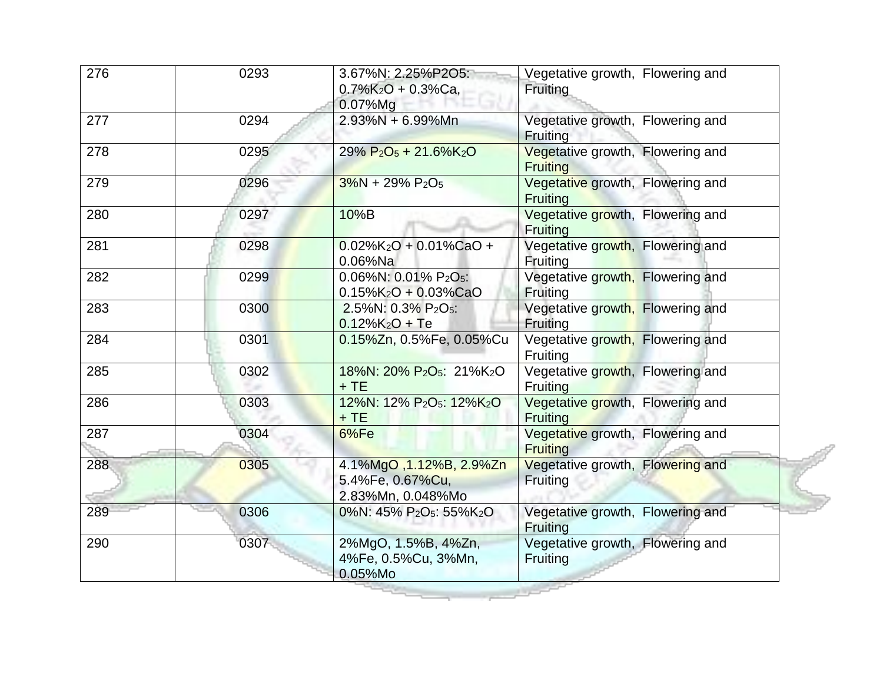| 276 | 0293 | 3.67%N: 2.25%P2O5: 0.7%$K_2O$ + 0.3%Ca, 0.07%Mg | Vegetative growth, Flowering and Fruiting |
|---|---|---|---|
| 277 | 0294 | 2.93%N + 6.99%Mn | Vegetative growth, Flowering and Fruiting |
| 278 | 0295 | 29% $P_2O_5$ + 21.6%$K_2O$ | Vegetative growth, Flowering and Fruiting |
| 279 | 0296 | 3%N + 29% $P_2O_5$ | Vegetative growth, Flowering and Fruiting |
| 280 | 0297 | 10%B | Vegetative growth, Flowering and Fruiting |
| 281 | 0298 | 0.02%$K_2O$ + 0.01%CaO + 0.06%Na | Vegetative growth, Flowering and Fruiting |
| 282 | 0299 | 0.06%N: 0.01% $P_2O_5$: 0.15%$K_2O$ + 0.03%CaO | Vegetative growth, Flowering and Fruiting |
| 283 | 0300 | 2.5%N: 0.3% $P_2O_5$: 0.12%$K_2O$ + Te | Vegetative growth, Flowering and Fruiting |
| 284 | 0301 | 0.15%Zn, 0.5%Fe, 0.05%Cu | Vegetative growth, Flowering and Fruiting |
| 285 | 0302 | 18%N: 20% $P_2O_5$: 21%$K_2O$ + TE | Vegetative growth, Flowering and Fruiting |
| 286 | 0303 | 12%N: 12% $P_2O_5$: 12%$K_2O$ + TE | Vegetative growth, Flowering and Fruiting |
| 287 | 0304 | 6%Fe | Vegetative growth, Flowering and Fruiting |
| 288 | 0305 | 4.1%MgO ,1.12%B, 2.9%Zn 5.4%Fe, 0.67%Cu, 2.83%Mn, 0.048%Mo | Vegetative growth, Flowering and Fruiting |
| 289 | 0306 | 0%N: 45% $P_2O_5$: 55%$K_2O$ | Vegetative growth, Flowering and Fruiting |
| 290 | 0307 | 2%MgO, 1.5%B, 4%Zn, 4%Fe, 0.5%Cu, 3%Mn, 0.05%Mo | Vegetative growth, Flowering and Fruiting |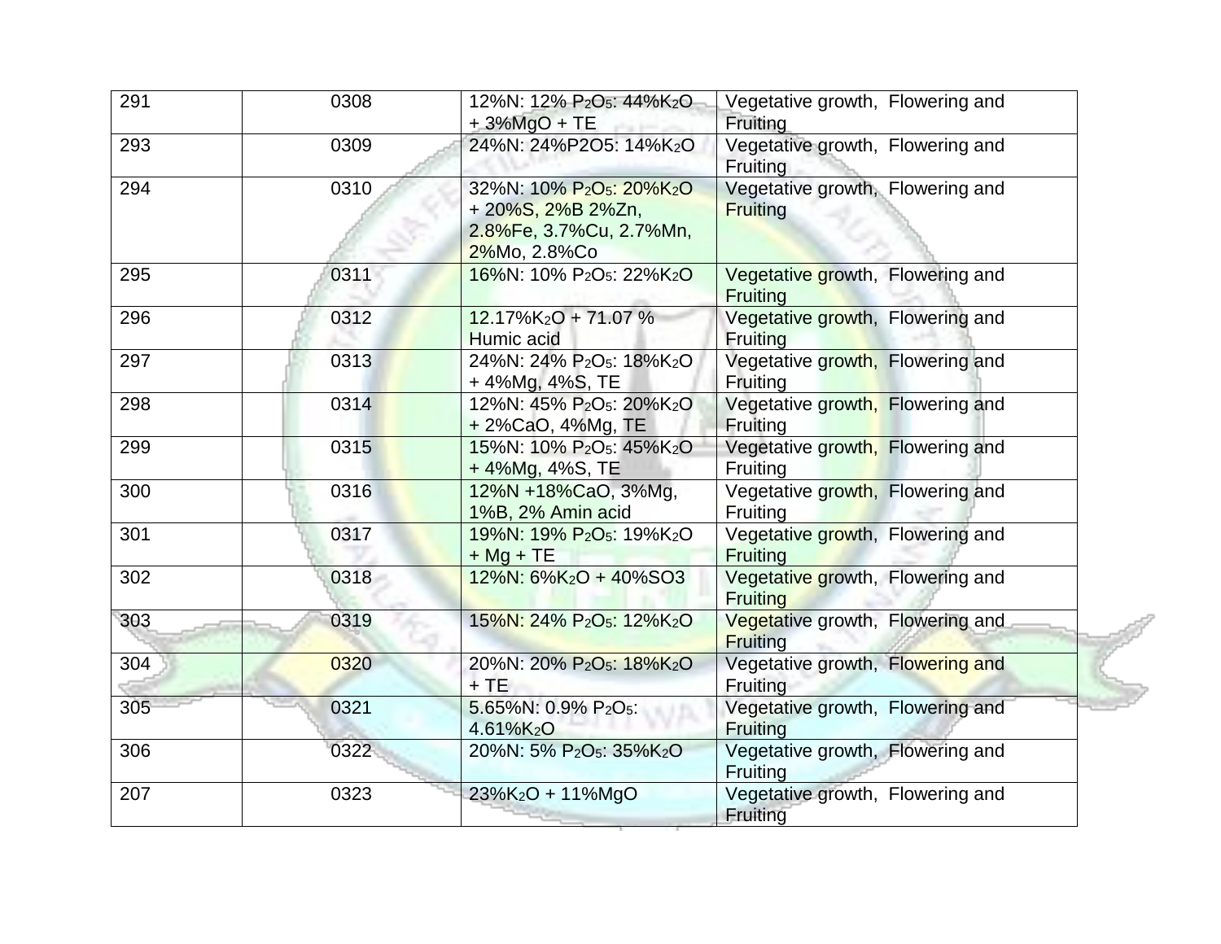| 291 | 0308 | 12%N: 12% $P_2O_5$: 44%$K_2O$ + 3%MgO + TE | Vegetative growth, Flowering and Fruiting |
|---|---|---|---|
| 293 | 0309 | 24%N: 24%P2O5: 14%$K_2O$ | Vegetative growth, Flowering and Fruiting |
| 294 | 0310 | 32%N: 10% $P_2O_5$: 20%$K_2O$ + 20%S, 2%B 2%Zn, 2.8%Fe, 3.7%Cu, 2.7%Mn, 2%Mo, 2.8%Co | Vegetative growth, Flowering and Fruiting |
| 295 | 0311 | 16%N: 10% $P_2O_5$: 22%$K_2O$ | Vegetative growth, Flowering and Fruiting |
| 296 | 0312 | 12.17%$K_2O$ + 71.07 % Humic acid | Vegetative growth, Flowering and Fruiting |
| 297 | 0313 | 24%N: 24% $P_2O_5$: 18%$K_2O$ + 4%Mg, 4%S, TE | Vegetative growth, Flowering and Fruiting |
| 298 | 0314 | 12%N: 45% $P_2O_5$: 20%$K_2O$ + 2%CaO, 4%Mg, TE | Vegetative growth, Flowering and Fruiting |
| 299 | 0315 | 15%N: 10% $P_2O_5$: 45%$K_2O$ + 4%Mg, 4%S, TE | Vegetative growth, Flowering and Fruiting |
| 300 | 0316 | 12%N +18%CaO, 3%Mg, 1%B, 2% Amin acid | Vegetative growth, Flowering and Fruiting |
| 301 | 0317 | 19%N: 19% $P_2O_5$: 19%$K_2O$ + Mg + TE | Vegetative growth, Flowering and Fruiting |
| 302 | 0318 | 12%N: 6%$K_2O$ + 40%SO3 | Vegetative growth, Flowering and Fruiting |
| 303 | 0319 | 15%N: 24% $P_2O_5$: 12%$K_2O$ | Vegetative growth, Flowering and Fruiting |
| 304 | 0320 | 20%N: 20% $P_2O_5$: 18%$K_2O$ + TE | Vegetative growth, Flowering and Fruiting |
| 305 | 0321 | 5.65%N: 0.9% $P_2O_5$: 4.61%$K_2O$ | Vegetative growth, Flowering and Fruiting |
| 306 | 0322 | 20%N: 5% $P_2O_5$: 35%$K_2O$ | Vegetative growth, Flowering and Fruiting |
| 207 | 0323 | 23%$K_2O$ + 11%MgO | Vegetative growth, Flowering and Fruiting |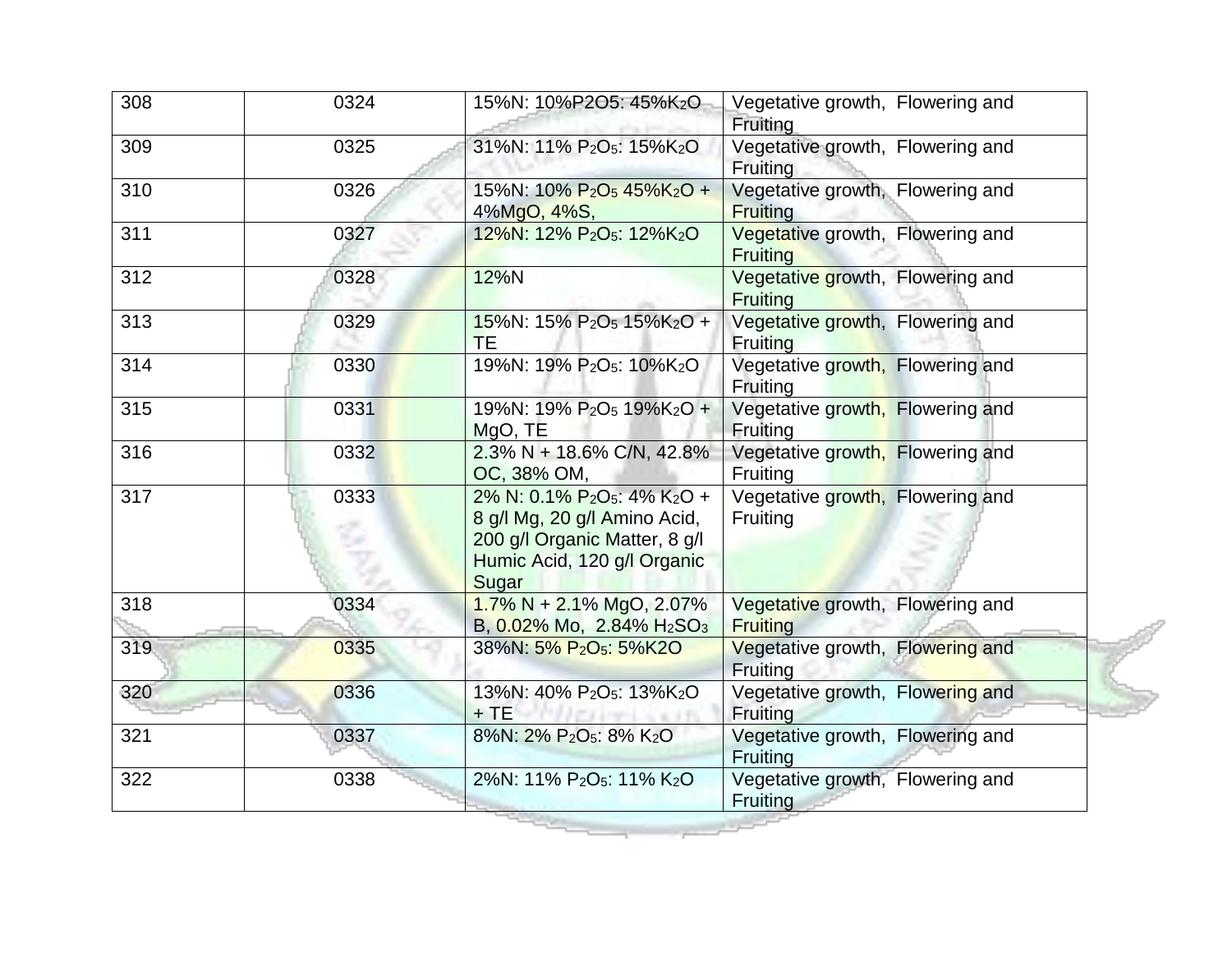| | | | |
|---|---|---|---|
| 308 | 0324 | 15%N: 10%P2O5: 45%$K_2O$ | Vegetative growth, Flowering and Fruiting |
| 309 | 0325 | 31%N: 11% $P_2O_5$: 15%$K_2O$ | Vegetative growth, Flowering and Fruiting |
| 310 | 0326 | 15%N: 10% $P_2O_5$ 45%$K_2O$ + 4%MgO, 4%S, | Vegetative growth, Flowering and Fruiting |
| 311 | 0327 | 12%N: 12% $P_2O_5$: 12%$K_2O$ | Vegetative growth, Flowering and Fruiting |
| 312 | 0328 | 12%N | Vegetative growth, Flowering and Fruiting |
| 313 | 0329 | 15%N: 15% $P_2O_5$ 15%$K_2O$ + TE | Vegetative growth, Flowering and Fruiting |
| 314 | 0330 | 19%N: 19% $P_2O_5$: 10%$K_2O$ | Vegetative growth, Flowering and Fruiting |
| 315 | 0331 | 19%N: 19% $P_2O_5$ 19%$K_2O$ + MgO, TE | Vegetative growth, Flowering and Fruiting |
| 316 | 0332 | 2.3% N + 18.6% C/N, 42.8% OC, 38% OM, | Vegetative growth, Flowering and Fruiting |
| 317 | 0333 | 2% N: 0.1% $P_2O_5$: 4% $K_2O$ + 8 g/l Mg, 20 g/l Amino Acid, 200 g/l Organic Matter, 8 g/l Humic Acid, 120 g/l Organic Sugar | Vegetative growth, Flowering and Fruiting |
| 318 | 0334 | 1.7% N + 2.1% MgO, 2.07% B, 0.02% Mo, 2.84% $H_2SO_3$ | Vegetative growth, Flowering and Fruiting |
| 319 | 0335 | 38%N: 5% $P_2O_5$: 5%K2O | Vegetative growth, Flowering and Fruiting |
| 320 | 0336 | 13%N: 40% $P_2O_5$: 13%$K_2O$ + TE | Vegetative growth, Flowering and Fruiting |
| 321 | 0337 | 8%N: 2% $P_2O_5$: 8% $K_2O$ | Vegetative growth, Flowering and Fruiting |
| 322 | 0338 | 2%N: 11% $P_2O_5$: 11% $K_2O$ | Vegetative growth, Flowering and Fruiting |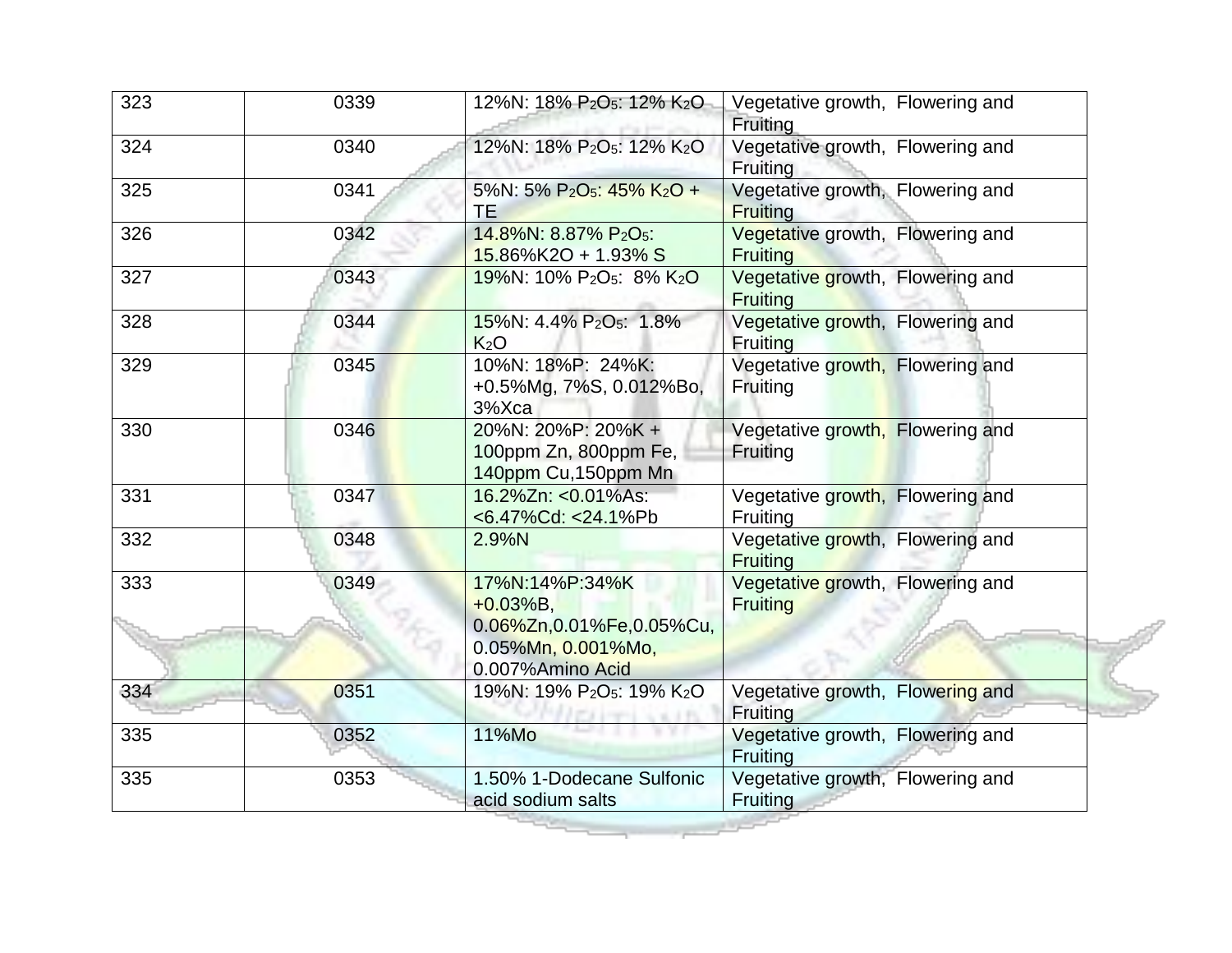| 323 | 0339 | 12%N: 18% $P_2O_5$: 12% $K_2O$ | Vegetative growth, Flowering and Fruiting |
|---|---|---|---|
| 324 | 0340 | 12%N: 18% $P_2O_5$: 12% $K_2O$ | Vegetative growth, Flowering and Fruiting |
| 325 | 0341 | 5%N: 5% $P_2O_5$: 45% $K_2O$ + TE | Vegetative growth, Flowering and Fruiting |
| 326 | 0342 | 14.8%N: 8.87% $P_2O_5$: 15.86%K2O + 1.93% S | Vegetative growth, Flowering and Fruiting |
| 327 | 0343 | 19%N: 10% $P_2O_5$: 8% $K_2O$ | Vegetative growth, Flowering and Fruiting |
| 328 | 0344 | 15%N: 4.4% $P_2O_5$: 1.8% $K_2O$ | Vegetative growth, Flowering and Fruiting |
| 329 | 0345 | 10%N: 18%P: 24%K: +0.5%Mg, 7%S, 0.012%Bo, 3%Xca | Vegetative growth, Flowering and Fruiting |
| 330 | 0346 | 20%N: 20%P: 20%K + 100ppm Zn, 800ppm Fe, 140ppm Cu,150ppm Mn | Vegetative growth, Flowering and Fruiting |
| 331 | 0347 | 16.2%Zn: <0.01%As: <6.47%Cd: <24.1%Pb | Vegetative growth, Flowering and Fruiting |
| 332 | 0348 | 2.9%N | Vegetative growth, Flowering and Fruiting |
| 333 | 0349 | 17%N:14%P:34%K +0.03%B, 0.06%Zn,0.01%Fe,0.05%Cu, 0.05%Mn, 0.001%Mo, 0.007%Amino Acid | Vegetative growth, Flowering and Fruiting |
| 334 | 0351 | 19%N: 19% $P_2O_5$: 19% $K_2O$ | Vegetative growth, Flowering and Fruiting |
| 335 | 0352 | 11%Mo | Vegetative growth, Flowering and Fruiting |
| 335 | 0353 | 1.50% 1-Dodecane Sulfonic acid sodium salts | Vegetative growth, Flowering and Fruiting |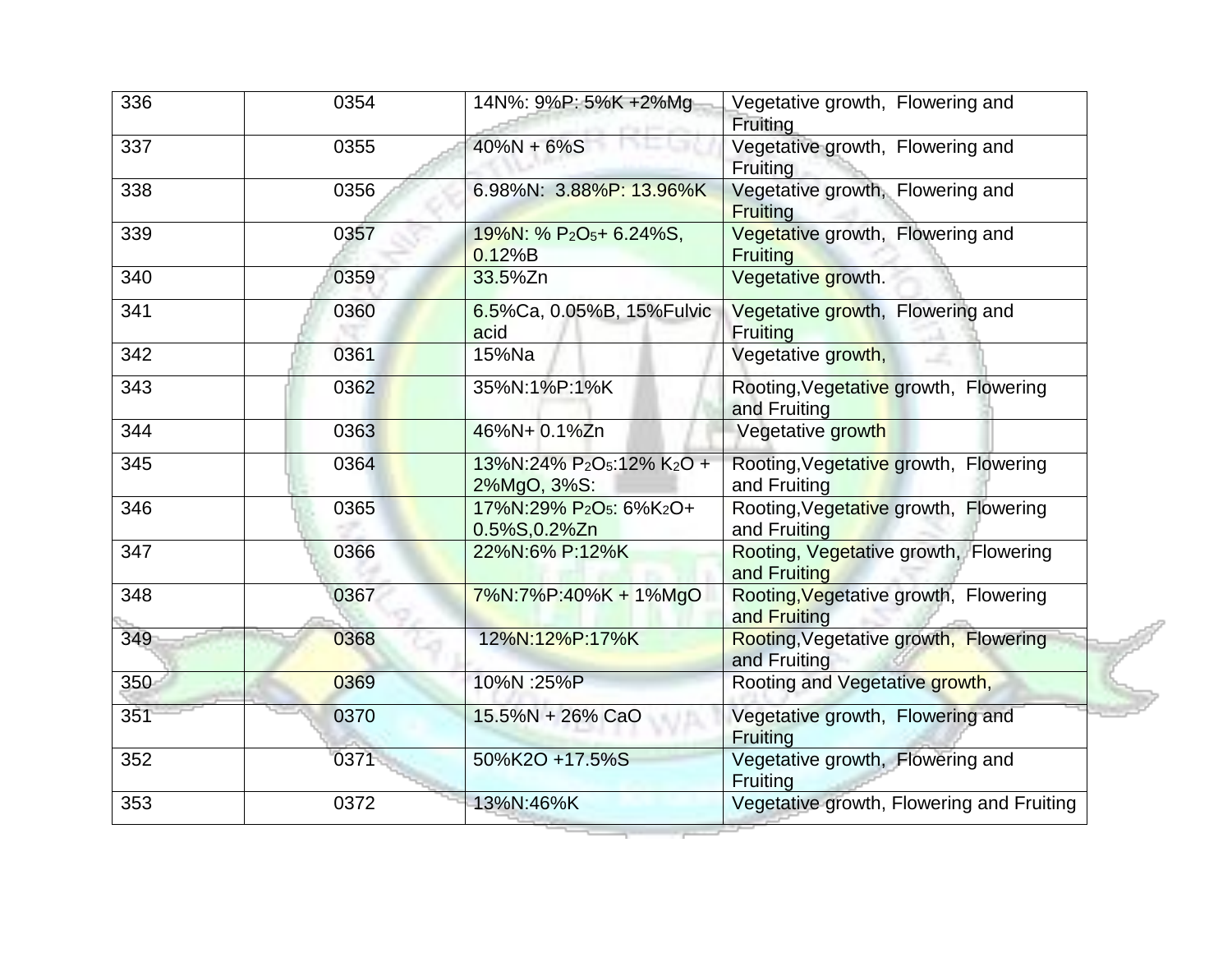| 336 | 0354 | 14N%: 9%P: 5%K +2%Mg | Vegetative growth, Flowering and Fruiting |
|---|---|---|---|
| 337 | 0355 | 40%N + 6%S | Vegetative growth, Flowering and Fruiting |
| 338 | 0356 | 6.98%N: 3.88%P: 13.96%K | Vegetative growth, Flowering and Fruiting |
| 339 | 0357 | 19%N: % $P_2O_5$+ 6.24%S, 0.12%B | Vegetative growth, Flowering and Fruiting |
| 340 | 0359 | 33.5%Zn | Vegetative growth. |
| 341 | 0360 | 6.5%Ca, 0.05%B, 15%Fulvic acid | Vegetative growth, Flowering and Fruiting |
| 342 | 0361 | 15%Na | Vegetative growth, |
| 343 | 0362 | 35%N:1%P:1%K | Rooting,Vegetative growth, Flowering and Fruiting |
| 344 | 0363 | 46%N+ 0.1%Zn | Vegetative growth |
| 345 | 0364 | 13%N:24% $P_2O_5$:12% $K_2O$ + 2%MgO, 3%S: | Rooting,Vegetative growth, Flowering and Fruiting |
| 346 | 0365 | 17%N:29% $P_2O_5$: 6%$K_2O$+ 0.5%S,0.2%Zn | Rooting,Vegetative growth, Flowering and Fruiting |
| 347 | 0366 | 22%N:6% P:12%K | Rooting, Vegetative growth, Flowering and Fruiting |
| 348 | 0367 | 7%N:7%P:40%K + 1%MgO | Rooting,Vegetative growth, Flowering and Fruiting |
| 349 | 0368 | 12%N:12%P:17%K | Rooting,Vegetative growth, Flowering and Fruiting |
| 350 | 0369 | 10%N :25%P | Rooting and Vegetative growth, |
| 351 | 0370 | 15.5%N + 26% CaO | Vegetative growth, Flowering and Fruiting |
| 352 | 0371 | 50%K2O +17.5%S | Vegetative growth, Flowering and Fruiting |
| 353 | 0372 | 13%N:46%K | Vegetative growth, Flowering and Fruiting |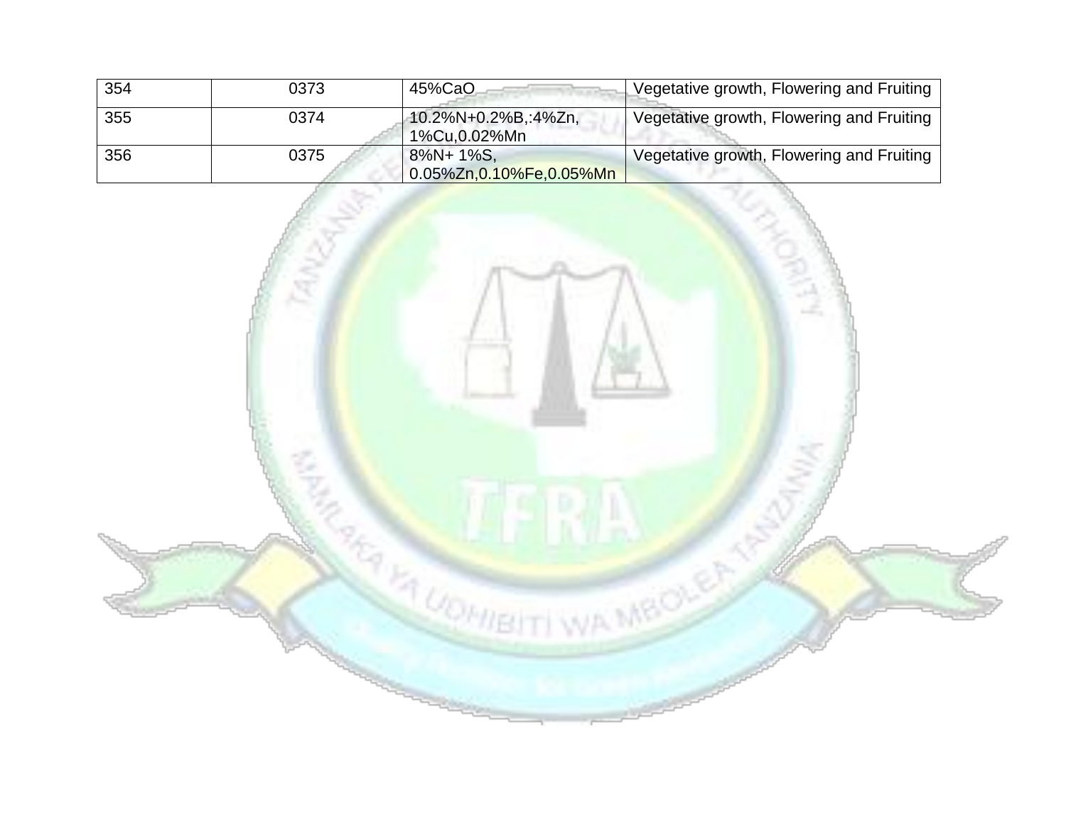| | | | |
|---|---|---|---|
| 354 | 0373 | 45%CaO | Vegetative growth, Flowering and Fruiting |
| 355 | 0374 | 10.2%N+0.2%B,:4%Zn, 1%Cu,0.02%Mn | Vegetative growth, Flowering and Fruiting |
| 356 | 0375 | 8%N+ 1%S, 0.05%Zn,0.10%Fe,0.05%Mn | Vegetative growth, Flowering and Fruiting |